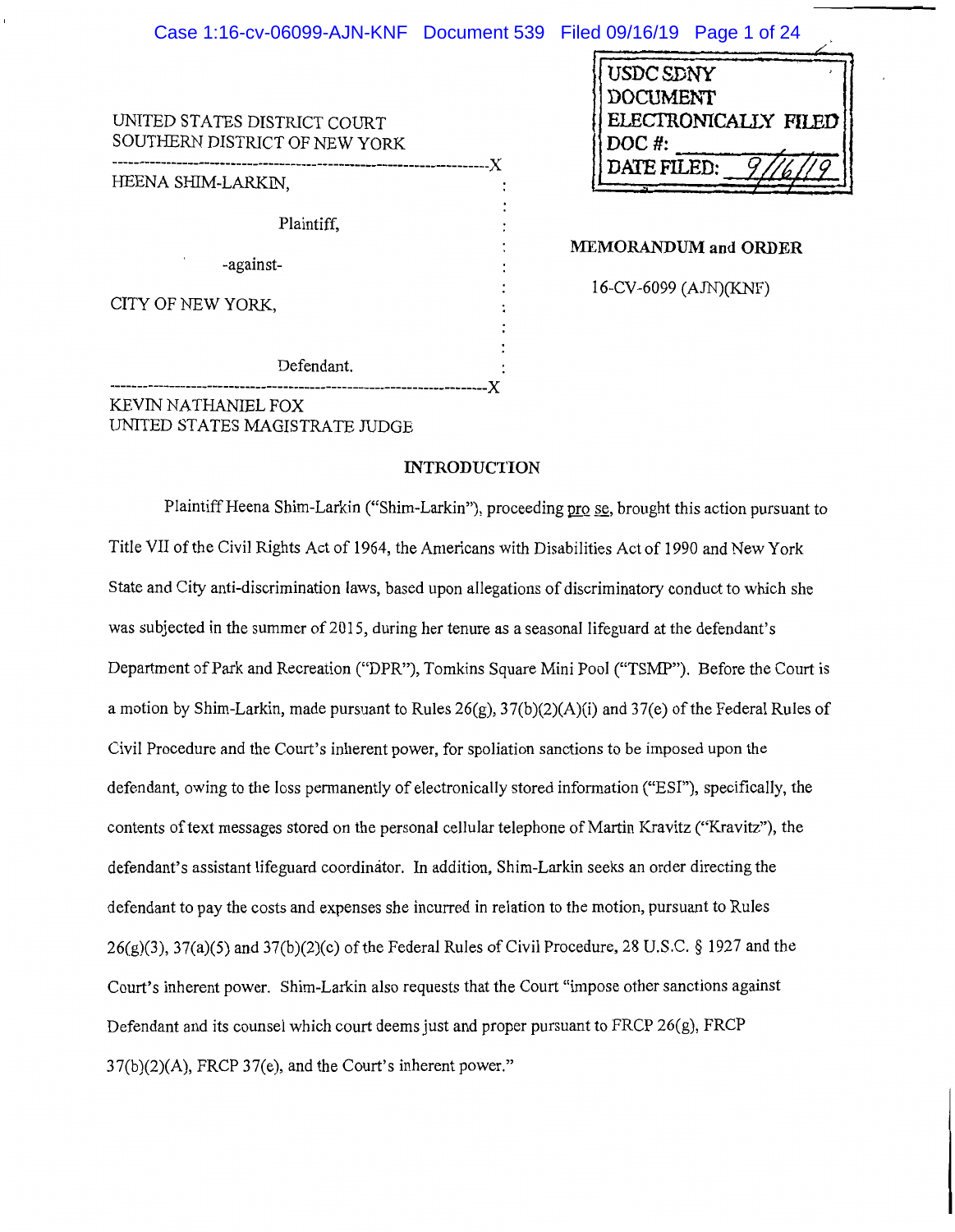UNITED STATES DISTRICT COURT
SOUTHERN DISTRICT OF NEW YORK

USDC SDNY
DOCUMENT
ELECTRONICALLY FILED
DOC #:
DATE FILED: 9/16/19

---

HEENA SHIM-LARKIN,

Plaintiff,

-against-

CITY OF NEW YORK,

Defendant.

---

**MEMORANDUM and ORDER**

16-CV-6099 (AJN)(KNF)

KEVIN NATHANIEL FOX
UNITED STATES MAGISTRATE JUDGE

## INTRODUCTION

Plaintiff Heena Shim-Larkin ("Shim-Larkin"), proceeding pro se, brought this action pursuant to Title VII of the Civil Rights Act of 1964, the Americans with Disabilities Act of 1990 and New York State and City anti-discrimination laws, based upon allegations of discriminatory conduct to which she was subjected in the summer of 2015, during her tenure as a seasonal lifeguard at the defendant's Department of Park and Recreation ("DPR"), Tomkins Square Mini Pool ("TSMP"). Before the Court is a motion by Shim-Larkin, made pursuant to Rules 26(g), 37(b)(2)(A)(i) and 37(e) of the Federal Rules of Civil Procedure and the Court's inherent power, for spoliation sanctions to be imposed upon the defendant, owing to the loss permanently of electronically stored information ("ESI"), specifically, the contents of text messages stored on the personal cellular telephone of Martin Kravitz ("Kravitz"), the defendant's assistant lifeguard coordinator. In addition, Shim-Larkin seeks an order directing the defendant to pay the costs and expenses she incurred in relation to the motion, pursuant to Rules 26(g)(3), 37(a)(5) and 37(b)(2)(c) of the Federal Rules of Civil Procedure, 28 U.S.C. § 1927 and the Court's inherent power. Shim-Larkin also requests that the Court "impose other sanctions against Defendant and its counsel which court deems just and proper pursuant to FRCP 26(g), FRCP 37(b)(2)(A), FRCP 37(e), and the Court's inherent power."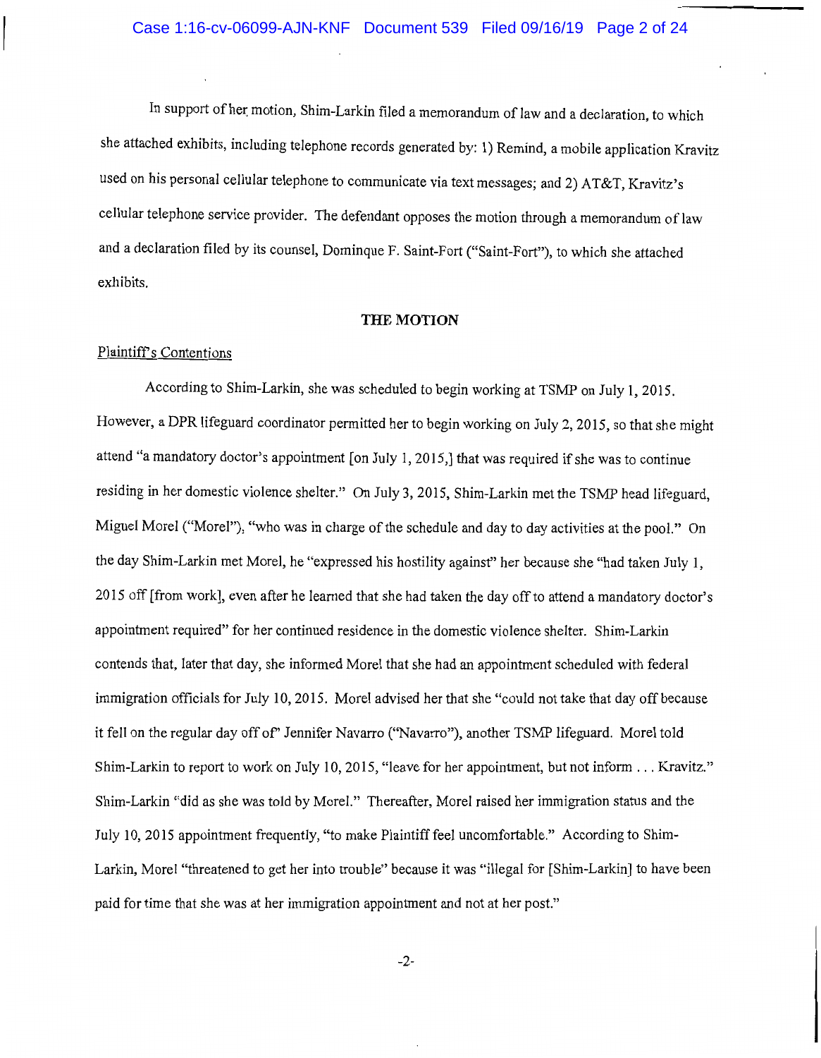In support of her motion, Shim-Larkin filed a memorandum of law and a declaration, to which she attached exhibits, including telephone records generated by: 1) Remind, a mobile application Kravitz used on his personal cellular telephone to communicate via text messages; and 2) AT&T, Kravitz's cellular telephone service provider. The defendant opposes the motion through a memorandum of law and a declaration filed by its counsel, Dominque F. Saint-Fort ("Saint-Fort"), to which she attached exhibits.

## THE MOTION

Plaintiff's Contentions

According to Shim-Larkin, she was scheduled to begin working at TSMP on July 1, 2015. However, a DPR lifeguard coordinator permitted her to begin working on July 2, 2015, so that she might attend "a mandatory doctor's appointment [on July 1, 2015,] that was required if she was to continue residing in her domestic violence shelter." On July 3, 2015, Shim-Larkin met the TSMP head lifeguard, Miguel Morel ("Morel"), "who was in charge of the schedule and day to day activities at the pool." On the day Shim-Larkin met Morel, he "expressed his hostility against" her because she "had taken July 1, 2015 off [from work], even after he learned that she had taken the day off to attend a mandatory doctor's appointment required" for her continued residence in the domestic violence shelter. Shim-Larkin contends that, later that day, she informed Morel that she had an appointment scheduled with federal immigration officials for July 10, 2015. Morel advised her that she "could not take that day off because it fell on the regular day off of" Jennifer Navarro ("Navarro"), another TSMP lifeguard. Morel told Shim-Larkin to report to work on July 10, 2015, "leave for her appointment, but not inform . . . Kravitz." Shim-Larkin "did as she was told by Morel." Thereafter, Morel raised her immigration status and the July 10, 2015 appointment frequently, "to make Plaintiff feel uncomfortable." According to Shim-Larkin, Morel "threatened to get her into trouble" because it was "illegal for [Shim-Larkin] to have been paid for time that she was at her immigration appointment and not at her post."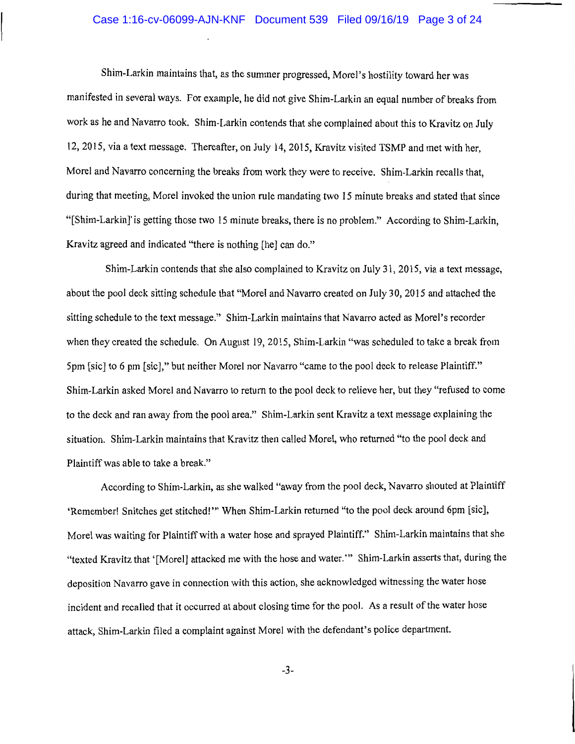Shim-Larkin maintains that, as the summer progressed, Morel's hostility toward her was manifested in several ways. For example, he did not give Shim-Larkin an equal number of breaks from work as he and Navarro took. Shim-Larkin contends that she complained about this to Kravitz on July 12, 2015, via a text message. Thereafter, on July 14, 2015, Kravitz visited TSMP and met with her, Morel and Navarro concerning the breaks from work they were to receive. Shim-Larkin recalls that, during that meeting, Morel invoked the union rule mandating two 15 minute breaks and stated that since "[Shim-Larkin] is getting those two 15 minute breaks, there is no problem." According to Shim-Larkin, Kravitz agreed and indicated "there is nothing [he] can do."

Shim-Larkin contends that she also complained to Kravitz on July 31, 2015, via a text message, about the pool deck sitting schedule that "Morel and Navarro created on July 30, 2015 and attached the sitting schedule to the text message." Shim-Larkin maintains that Navarro acted as Morel's recorder when they created the schedule. On August 19, 2015, Shim-Larkin "was scheduled to take a break from 5pm [sic] to 6 pm [sic]," but neither Morel nor Navarro "came to the pool deck to release Plaintiff." Shim-Larkin asked Morel and Navarro to return to the pool deck to relieve her, but they "refused to come to the deck and ran away from the pool area." Shim-Larkin sent Kravitz a text message explaining the situation. Shim-Larkin maintains that Kravitz then called Morel, who returned "to the pool deck and Plaintiff was able to take a break."

According to Shim-Larkin, as she walked "away from the pool deck, Navarro shouted at Plaintiff 'Remember! Snitches get stitched!'" When Shim-Larkin returned "to the pool deck around 6pm [sic], Morel was waiting for Plaintiff with a water hose and sprayed Plaintiff." Shim-Larkin maintains that she "texted Kravitz that '[Morel] attacked me with the hose and water.'" Shim-Larkin asserts that, during the deposition Navarro gave in connection with this action, she acknowledged witnessing the water hose incident and recalled that it occurred at about closing time for the pool. As a result of the water hose attack, Shim-Larkin filed a complaint against Morel with the defendant's police department.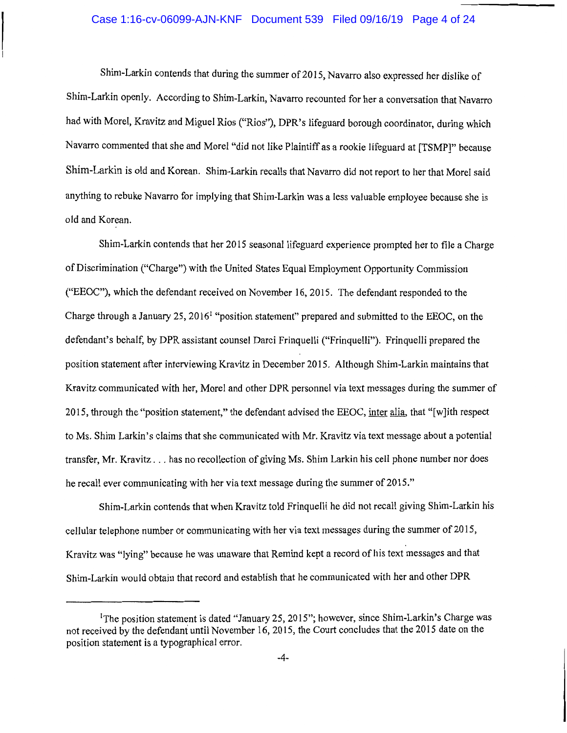Shim-Larkin contends that during the summer of 2015, Navarro also expressed her dislike of Shim-Larkin openly. According to Shim-Larkin, Navarro recounted for her a conversation that Navarro had with Morel, Kravitz and Miguel Rios ("Rios"), DPR's lifeguard borough coordinator, during which Navarro commented that she and Morel "did not like Plaintiff as a rookie lifeguard at [TSMP]" because Shim-Larkin is old and Korean. Shim-Larkin recalls that Navarro did not report to her that Morel said anything to rebuke Navarro for implying that Shim-Larkin was a less valuable employee because she is old and Korean.

Shim-Larkin contends that her 2015 seasonal lifeguard experience prompted her to file a Charge of Discrimination ("Charge") with the United States Equal Employment Opportunity Commission ("EEOC"), which the defendant received on November 16, 2015. The defendant responded to the Charge through a January 25, 2016[1] "position statement" prepared and submitted to the EEOC, on the defendant's behalf, by DPR assistant counsel Darci Frinquelli ("Frinquelli"). Frinquelli prepared the position statement after interviewing Kravitz in December 2015. Although Shim-Larkin maintains that Kravitz communicated with her, Morel and other DPR personnel via text messages during the summer of 2015, through the "position statement," the defendant advised the EEOC, inter alia, that "[w]ith respect to Ms. Shim Larkin's claims that she communicated with Mr. Kravitz via text message about a potential transfer, Mr. Kravitz . . . has no recollection of giving Ms. Shim Larkin his cell phone number nor does he recall ever communicating with her via text message during the summer of 2015."

Shim-Larkin contends that when Kravitz told Frinquelli he did not recall giving Shim-Larkin his cellular telephone number or communicating with her via text messages during the summer of 2015, Kravitz was "lying" because he was unaware that Remind kept a record of his text messages and that Shim-Larkin would obtain that record and establish that he communicated with her and other DPR

---

[1]The position statement is dated "January 25, 2015"; however, since Shim-Larkin's Charge was not received by the defendant until November 16, 2015, the Court concludes that the 2015 date on the position statement is a typographical error.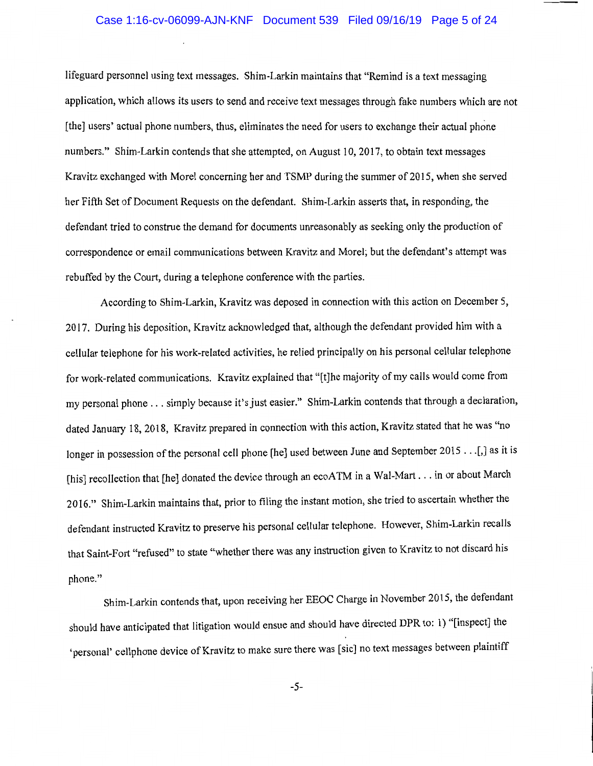lifeguard personnel using text messages. Shim-Larkin maintains that "Remind is a text messaging application, which allows its users to send and receive text messages through fake numbers which are not [the] users' actual phone numbers, thus, eliminates the need for users to exchange their actual phone numbers." Shim-Larkin contends that she attempted, on August 10, 2017, to obtain text messages Kravitz exchanged with Morel concerning her and TSMP during the summer of 2015, when she served her Fifth Set of Document Requests on the defendant. Shim-Larkin asserts that, in responding, the defendant tried to construe the demand for documents unreasonably as seeking only the production of correspondence or email communications between Kravitz and Morel; but the defendant's attempt was rebuffed by the Court, during a telephone conference with the parties.

According to Shim-Larkin, Kravitz was deposed in connection with this action on December 5, 2017. During his deposition, Kravitz acknowledged that, although the defendant provided him with a cellular telephone for his work-related activities, he relied principally on his personal cellular telephone for work-related communications. Kravitz explained that "[t]he majority of my calls would come from my personal phone . . . simply because it's just easier." Shim-Larkin contends that through a declaration, dated January 18, 2018, Kravitz prepared in connection with this action, Kravitz stated that he was "no longer in possession of the personal cell phone [he] used between June and September 2015 . . .[,] as it is [his] recollection that [he] donated the device through an ecoATM in a Wal-Mart . . . in or about March 2016." Shim-Larkin maintains that, prior to filing the instant motion, she tried to ascertain whether the defendant instructed Kravitz to preserve his personal cellular telephone. However, Shim-Larkin recalls that Saint-Fort "refused" to state "whether there was any instruction given to Kravitz to not discard his phone."

Shim-Larkin contends that, upon receiving her EEOC Charge in November 2015, the defendant should have anticipated that litigation would ensue and should have directed DPR to: 1) "[inspect] the 'personal' cellphone device of Kravitz to make sure there was [sic] no text messages between plaintiff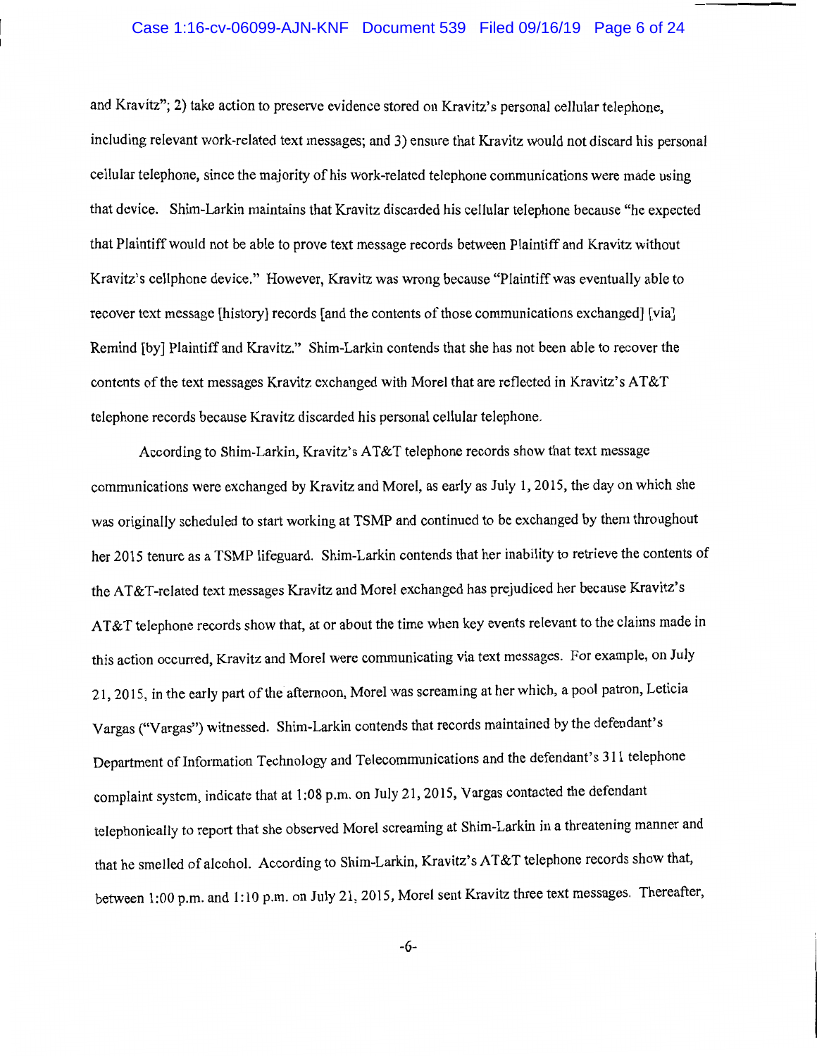and Kravitz"; 2) take action to preserve evidence stored on Kravitz's personal cellular telephone, including relevant work-related text messages; and 3) ensure that Kravitz would not discard his personal cellular telephone, since the majority of his work-related telephone communications were made using that device. Shim-Larkin maintains that Kravitz discarded his cellular telephone because "he expected that Plaintiff would not be able to prove text message records between Plaintiff and Kravitz without Kravitz's cellphone device." However, Kravitz was wrong because "Plaintiff was eventually able to recover text message [history] records [and the contents of those communications exchanged] [via] Remind [by] Plaintiff and Kravitz." Shim-Larkin contends that she has not been able to recover the contents of the text messages Kravitz exchanged with Morel that are reflected in Kravitz's AT&T telephone records because Kravitz discarded his personal cellular telephone.

According to Shim-Larkin, Kravitz's AT&T telephone records show that text message communications were exchanged by Kravitz and Morel, as early as July 1, 2015, the day on which she was originally scheduled to start working at TSMP and continued to be exchanged by them throughout her 2015 tenure as a TSMP lifeguard. Shim-Larkin contends that her inability to retrieve the contents of the AT&T-related text messages Kravitz and Morel exchanged has prejudiced her because Kravitz's AT&T telephone records show that, at or about the time when key events relevant to the claims made in this action occurred, Kravitz and Morel were communicating via text messages. For example, on July 21, 2015, in the early part of the afternoon, Morel was screaming at her which, a pool patron, Leticia Vargas ("Vargas") witnessed. Shim-Larkin contends that records maintained by the defendant's Department of Information Technology and Telecommunications and the defendant's 311 telephone complaint system, indicate that at 1:08 p.m. on July 21, 2015, Vargas contacted the defendant telephonically to report that she observed Morel screaming at Shim-Larkin in a threatening manner and that he smelled of alcohol. According to Shim-Larkin, Kravitz's AT&T telephone records show that, between 1:00 p.m. and 1:10 p.m. on July 21, 2015, Morel sent Kravitz three text messages. Thereafter,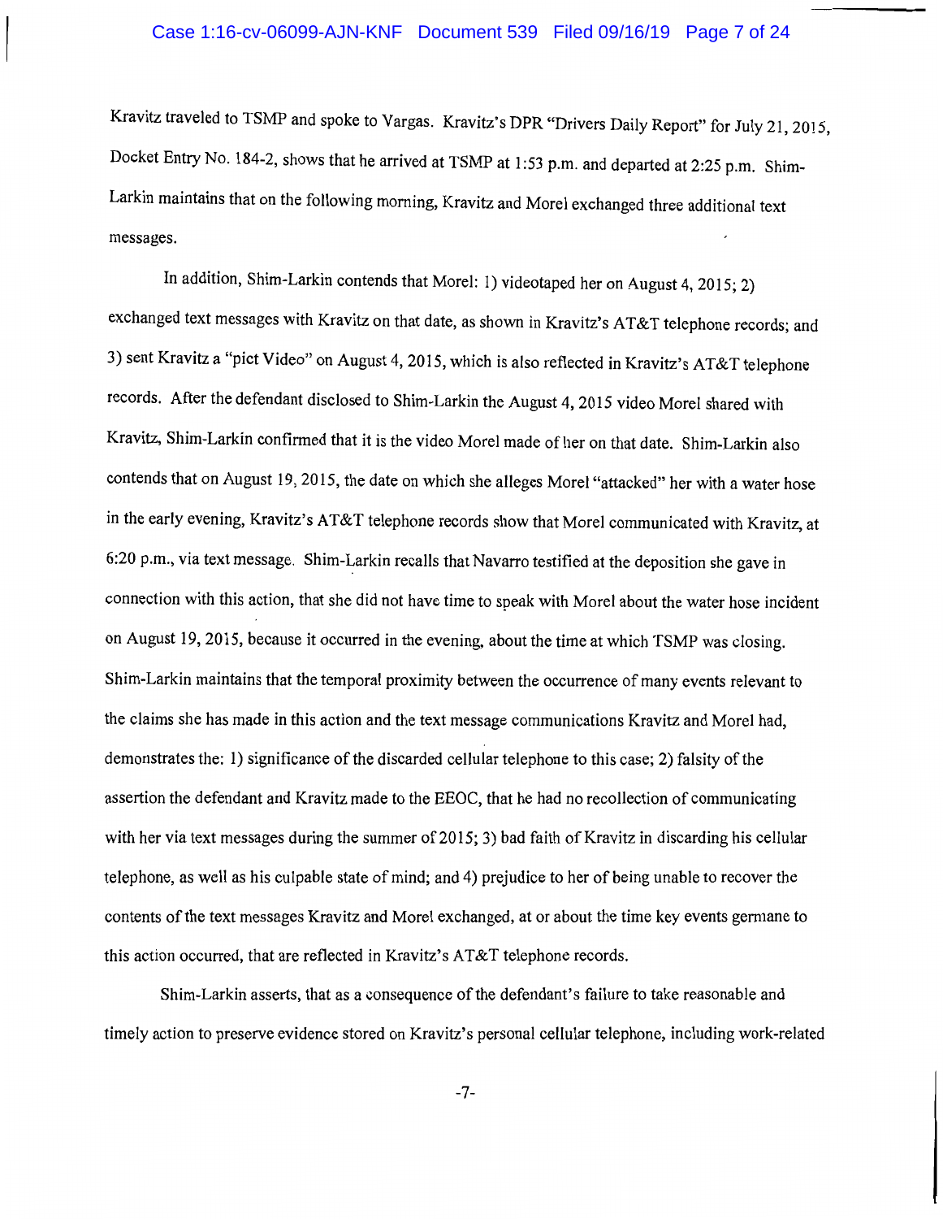Kravitz traveled to TSMP and spoke to Vargas. Kravitz's DPR "Drivers Daily Report" for July 21, 2015, Docket Entry No. 184-2, shows that he arrived at TSMP at 1:53 p.m. and departed at 2:25 p.m. Shim-Larkin maintains that on the following morning, Kravitz and Morel exchanged three additional text messages.

In addition, Shim-Larkin contends that Morel: 1) videotaped her on August 4, 2015; 2) exchanged text messages with Kravitz on that date, as shown in Kravitz's AT&T telephone records; and 3) sent Kravitz a "pict Video" on August 4, 2015, which is also reflected in Kravitz's AT&T telephone records. After the defendant disclosed to Shim-Larkin the August 4, 2015 video Morel shared with Kravitz, Shim-Larkin confirmed that it is the video Morel made of her on that date. Shim-Larkin also contends that on August 19, 2015, the date on which she alleges Morel "attacked" her with a water hose in the early evening, Kravitz's AT&T telephone records show that Morel communicated with Kravitz, at 6:20 p.m., via text message. Shim-Larkin recalls that Navarro testified at the deposition she gave in connection with this action, that she did not have time to speak with Morel about the water hose incident on August 19, 2015, because it occurred in the evening, about the time at which TSMP was closing. Shim-Larkin maintains that the temporal proximity between the occurrence of many events relevant to the claims she has made in this action and the text message communications Kravitz and Morel had, demonstrates the: 1) significance of the discarded cellular telephone to this case; 2) falsity of the assertion the defendant and Kravitz made to the EEOC, that he had no recollection of communicating with her via text messages during the summer of 2015; 3) bad faith of Kravitz in discarding his cellular telephone, as well as his culpable state of mind; and 4) prejudice to her of being unable to recover the contents of the text messages Kravitz and Morel exchanged, at or about the time key events germane to this action occurred, that are reflected in Kravitz's AT&T telephone records.

Shim-Larkin asserts, that as a consequence of the defendant's failure to take reasonable and timely action to preserve evidence stored on Kravitz's personal cellular telephone, including work-related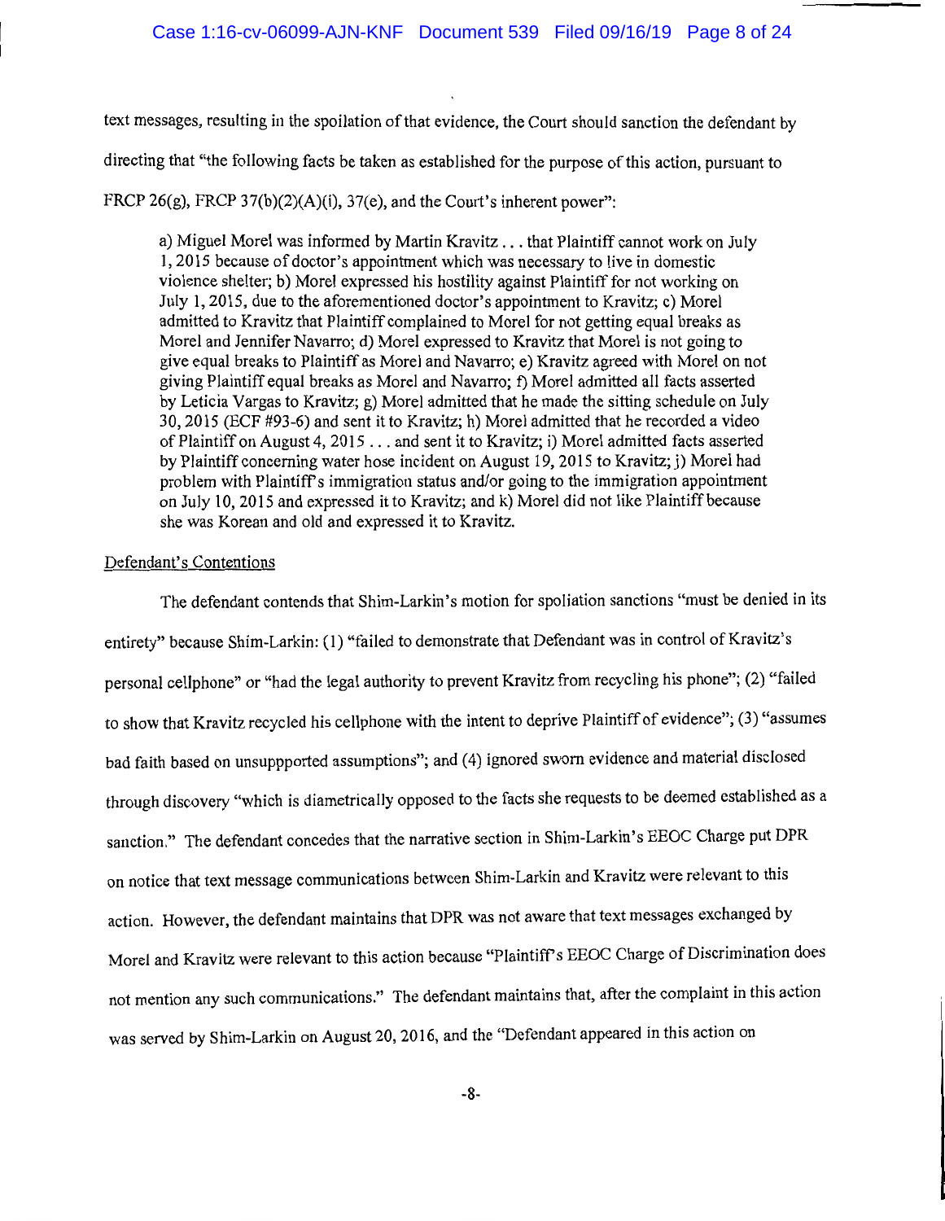text messages, resulting in the spoilation of that evidence, the Court should sanction the defendant by directing that "the following facts be taken as established for the purpose of this action, pursuant to FRCP 26(g), FRCP 37(b)(2)(A)(i), 37(e), and the Court's inherent power":

> a) Miguel Morel was informed by Martin Kravitz . . . that Plaintiff cannot work on July 1, 2015 because of doctor's appointment which was necessary to live in domestic violence shelter; b) Morel expressed his hostility against Plaintiff for not working on July 1, 2015, due to the aforementioned doctor's appointment to Kravitz; c) Morel admitted to Kravitz that Plaintiff complained to Morel for not getting equal breaks as Morel and Jennifer Navarro; d) Morel expressed to Kravitz that Morel is not going to give equal breaks to Plaintiff as Morel and Navarro; e) Kravitz agreed with Morel on not giving Plaintiff equal breaks as Morel and Navarro; f) Morel admitted all facts asserted by Leticia Vargas to Kravitz; g) Morel admitted that he made the sitting schedule on July 30, 2015 (ECF #93-6) and sent it to Kravitz; h) Morel admitted that he recorded a video of Plaintiff on August 4, 2015 . . . and sent it to Kravitz; i) Morel admitted facts asserted by Plaintiff concerning water hose incident on August 19, 2015 to Kravitz; j) Morel had problem with Plaintiff's immigration status and/or going to the immigration appointment on July 10, 2015 and expressed it to Kravitz; and k) Morel did not like Plaintiff because she was Korean and old and expressed it to Kravitz.

Defendant's Contentions

The defendant contends that Shim-Larkin's motion for spoliation sanctions "must be denied in its entirety" because Shim-Larkin: (1) "failed to demonstrate that Defendant was in control of Kravitz's personal cellphone" or "had the legal authority to prevent Kravitz from recycling his phone"; (2) "failed to show that Kravitz recycled his cellphone with the intent to deprive Plaintiff of evidence"; (3) "assumes bad faith based on unsuppported assumptions"; and (4) ignored sworn evidence and material disclosed through discovery "which is diametrically opposed to the facts she requests to be deemed established as a sanction." The defendant concedes that the narrative section in Shim-Larkin's EEOC Charge put DPR on notice that text message communications between Shim-Larkin and Kravitz were relevant to this action. However, the defendant maintains that DPR was not aware that text messages exchanged by Morel and Kravitz were relevant to this action because "Plaintiff's EEOC Charge of Discrimination does not mention any such communications." The defendant maintains that, after the complaint in this action was served by Shim-Larkin on August 20, 2016, and the "Defendant appeared in this action on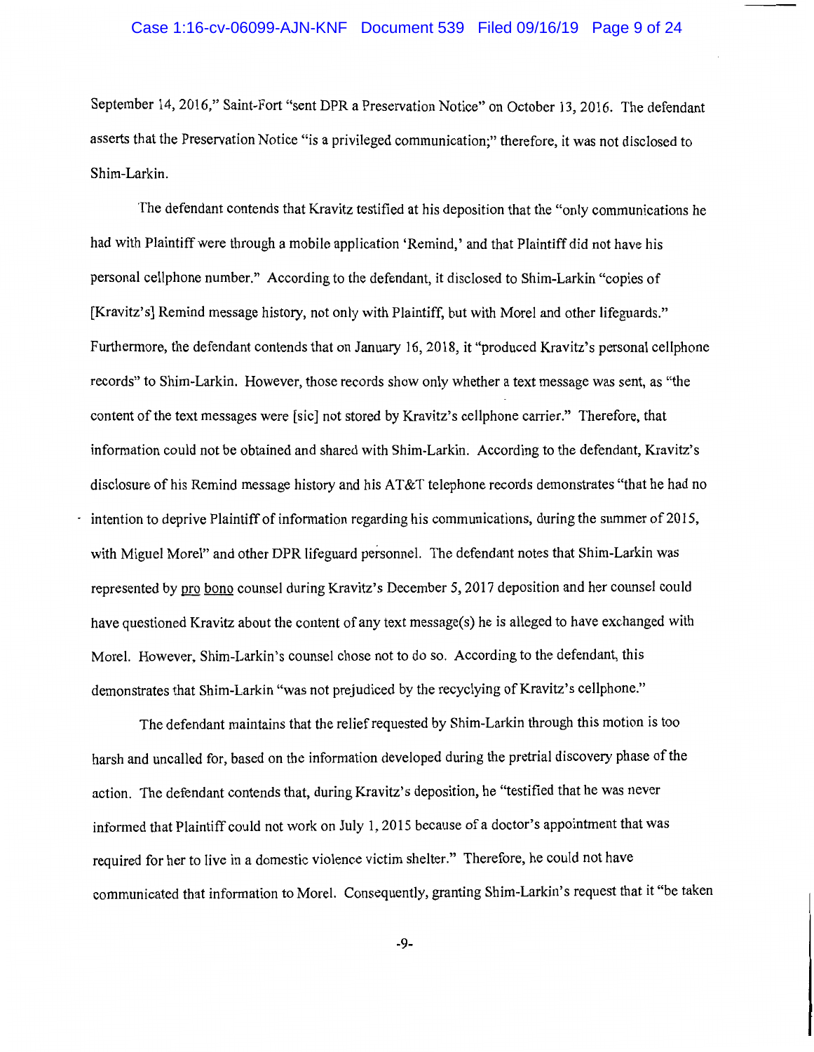September 14, 2016," Saint-Fort "sent DPR a Preservation Notice" on October 13, 2016. The defendant asserts that the Preservation Notice "is a privileged communication;" therefore, it was not disclosed to Shim-Larkin.

The defendant contends that Kravitz testified at his deposition that the "only communications he had with Plaintiff were through a mobile application 'Remind,' and that Plaintiff did not have his personal cellphone number." According to the defendant, it disclosed to Shim-Larkin "copies of [Kravitz's] Remind message history, not only with Plaintiff, but with Morel and other lifeguards." Furthermore, the defendant contends that on January 16, 2018, it "produced Kravitz's personal cellphone records" to Shim-Larkin. However, those records show only whether a text message was sent, as "the content of the text messages were [sic] not stored by Kravitz's cellphone carrier." Therefore, that information could not be obtained and shared with Shim-Larkin. According to the defendant, Kravitz's disclosure of his Remind message history and his AT&T telephone records demonstrates "that he had no intention to deprive Plaintiff of information regarding his communications, during the summer of 2015, with Miguel Morel" and other DPR lifeguard personnel. The defendant notes that Shim-Larkin was represented by pro bono counsel during Kravitz's December 5, 2017 deposition and her counsel could have questioned Kravitz about the content of any text message(s) he is alleged to have exchanged with Morel. However, Shim-Larkin's counsel chose not to do so. According to the defendant, this demonstrates that Shim-Larkin "was not prejudiced by the recycling of Kravitz's cellphone."

The defendant maintains that the relief requested by Shim-Larkin through this motion is too harsh and uncalled for, based on the information developed during the pretrial discovery phase of the action. The defendant contends that, during Kravitz's deposition, he "testified that he was never informed that Plaintiff could not work on July 1, 2015 because of a doctor's appointment that was required for her to live in a domestic violence victim shelter." Therefore, he could not have communicated that information to Morel. Consequently, granting Shim-Larkin's request that it "be taken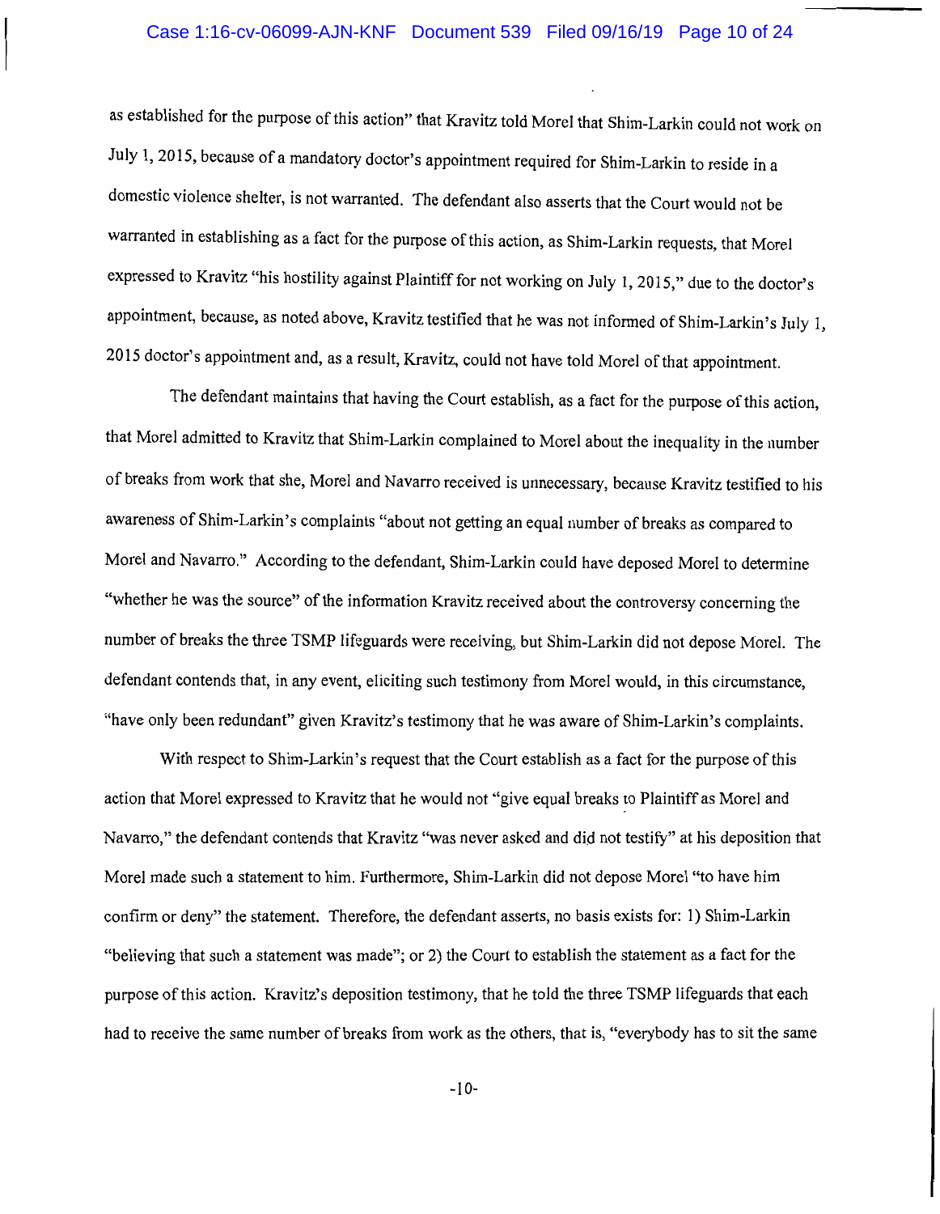as established for the purpose of this action" that Kravitz told Morel that Shim-Larkin could not work on July 1, 2015, because of a mandatory doctor's appointment required for Shim-Larkin to reside in a domestic violence shelter, is not warranted. The defendant also asserts that the Court would not be warranted in establishing as a fact for the purpose of this action, as Shim-Larkin requests, that Morel expressed to Kravitz "his hostility against Plaintiff for not working on July 1, 2015," due to the doctor's appointment, because, as noted above, Kravitz testified that he was not informed of Shim-Larkin's July 1, 2015 doctor's appointment and, as a result, Kravitz, could not have told Morel of that appointment.

The defendant maintains that having the Court establish, as a fact for the purpose of this action, that Morel admitted to Kravitz that Shim-Larkin complained to Morel about the inequality in the number of breaks from work that she, Morel and Navarro received is unnecessary, because Kravitz testified to his awareness of Shim-Larkin's complaints "about not getting an equal number of breaks as compared to Morel and Navarro." According to the defendant, Shim-Larkin could have deposed Morel to determine "whether he was the source" of the information Kravitz received about the controversy concerning the number of breaks the three TSMP lifeguards were receiving, but Shim-Larkin did not depose Morel. The defendant contends that, in any event, eliciting such testimony from Morel would, in this circumstance, "have only been redundant" given Kravitz's testimony that he was aware of Shim-Larkin's complaints.

With respect to Shim-Larkin's request that the Court establish as a fact for the purpose of this action that Morel expressed to Kravitz that he would not "give equal breaks to Plaintiff as Morel and Navarro," the defendant contends that Kravitz "was never asked and did not testify" at his deposition that Morel made such a statement to him. Furthermore, Shim-Larkin did not depose Morel "to have him confirm or deny" the statement. Therefore, the defendant asserts, no basis exists for: 1) Shim-Larkin "believing that such a statement was made"; or 2) the Court to establish the statement as a fact for the purpose of this action. Kravitz's deposition testimony, that he told the three TSMP lifeguards that each had to receive the same number of breaks from work as the others, that is, "everybody has to sit the same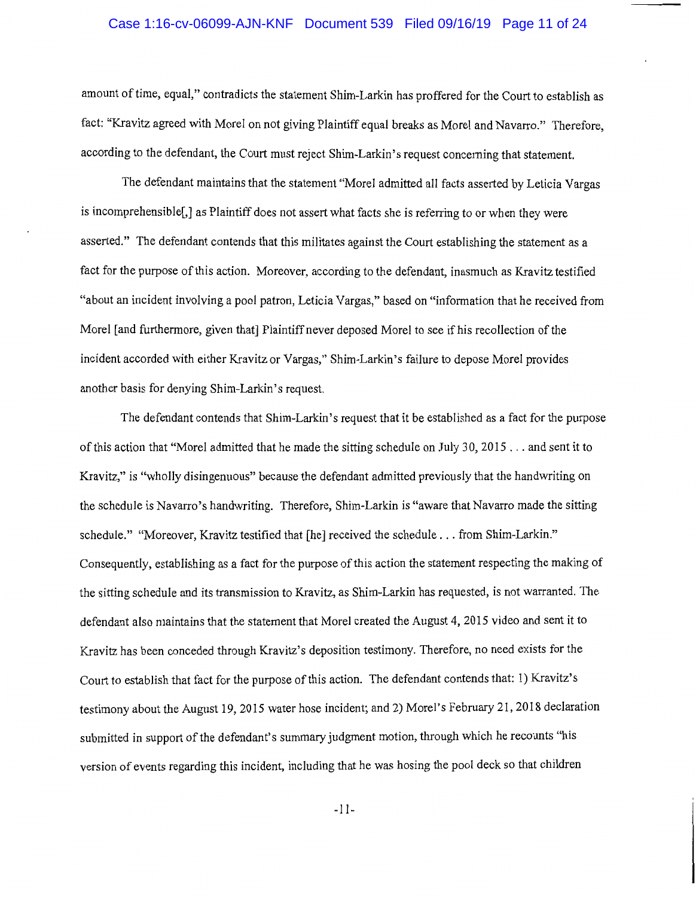amount of time, equal," contradicts the statement Shim-Larkin has proffered for the Court to establish as fact: "Kravitz agreed with Morel on not giving Plaintiff equal breaks as Morel and Navarro." Therefore, according to the defendant, the Court must reject Shim-Larkin's request concerning that statement.

The defendant maintains that the statement "Morel admitted all facts asserted by Leticia Vargas is incomprehensible[,] as Plaintiff does not assert what facts she is referring to or when they were asserted." The defendant contends that this militates against the Court establishing the statement as a fact for the purpose of this action. Moreover, according to the defendant, inasmuch as Kravitz testified "about an incident involving a pool patron, Leticia Vargas," based on "information that he received from Morel [and furthermore, given that] Plaintiff never deposed Morel to see if his recollection of the incident accorded with either Kravitz or Vargas," Shim-Larkin's failure to depose Morel provides another basis for denying Shim-Larkin's request.

The defendant contends that Shim-Larkin's request that it be established as a fact for the purpose of this action that "Morel admitted that he made the sitting schedule on July 30, 2015 . . . and sent it to Kravitz," is "wholly disingenuous" because the defendant admitted previously that the handwriting on the schedule is Navarro's handwriting. Therefore, Shim-Larkin is "aware that Navarro made the sitting schedule." "Moreover, Kravitz testified that [he] received the schedule . . . from Shim-Larkin." Consequently, establishing as a fact for the purpose of this action the statement respecting the making of the sitting schedule and its transmission to Kravitz, as Shim-Larkin has requested, is not warranted. The defendant also maintains that the statement that Morel created the August 4, 2015 video and sent it to Kravitz has been conceded through Kravitz's deposition testimony. Therefore, no need exists for the Court to establish that fact for the purpose of this action. The defendant contends that: 1) Kravitz's testimony about the August 19, 2015 water hose incident; and 2) Morel's February 21, 2018 declaration submitted in support of the defendant's summary judgment motion, through which he recounts "his version of events regarding this incident, including that he was hosing the pool deck so that children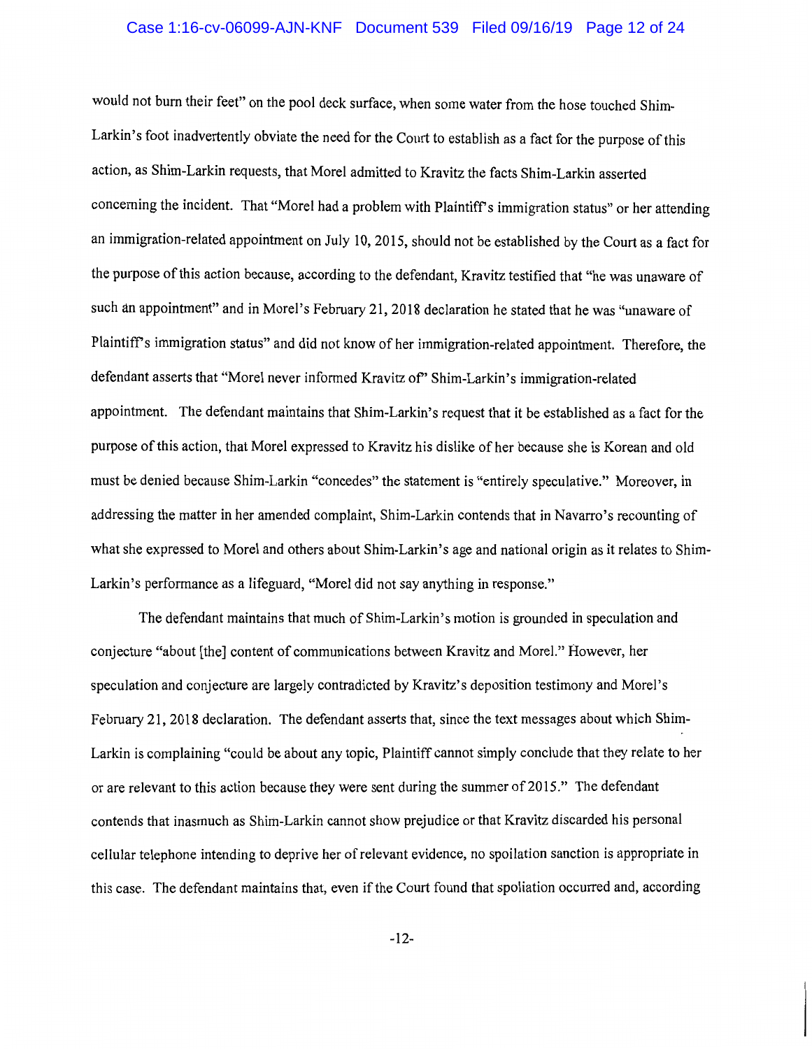would not burn their feet" on the pool deck surface, when some water from the hose touched Shim-Larkin's foot inadvertently obviate the need for the Court to establish as a fact for the purpose of this action, as Shim-Larkin requests, that Morel admitted to Kravitz the facts Shim-Larkin asserted concerning the incident. That "Morel had a problem with Plaintiff's immigration status" or her attending an immigration-related appointment on July 10, 2015, should not be established by the Court as a fact for the purpose of this action because, according to the defendant, Kravitz testified that "he was unaware of such an appointment" and in Morel's February 21, 2018 declaration he stated that he was "unaware of Plaintiff's immigration status" and did not know of her immigration-related appointment. Therefore, the defendant asserts that "Morel never informed Kravitz of" Shim-Larkin's immigration-related appointment. The defendant maintains that Shim-Larkin's request that it be established as a fact for the purpose of this action, that Morel expressed to Kravitz his dislike of her because she is Korean and old must be denied because Shim-Larkin "concedes" the statement is "entirely speculative." Moreover, in addressing the matter in her amended complaint, Shim-Larkin contends that in Navarro's recounting of what she expressed to Morel and others about Shim-Larkin's age and national origin as it relates to Shim-Larkin's performance as a lifeguard, "Morel did not say anything in response."

The defendant maintains that much of Shim-Larkin's motion is grounded in speculation and conjecture "about [the] content of communications between Kravitz and Morel." However, her speculation and conjecture are largely contradicted by Kravitz's deposition testimony and Morel's February 21, 2018 declaration. The defendant asserts that, since the text messages about which Shim-Larkin is complaining "could be about any topic, Plaintiff cannot simply conclude that they relate to her or are relevant to this action because they were sent during the summer of 2015." The defendant contends that inasmuch as Shim-Larkin cannot show prejudice or that Kravitz discarded his personal cellular telephone intending to deprive her of relevant evidence, no spoilation sanction is appropriate in this case. The defendant maintains that, even if the Court found that spoliation occurred and, according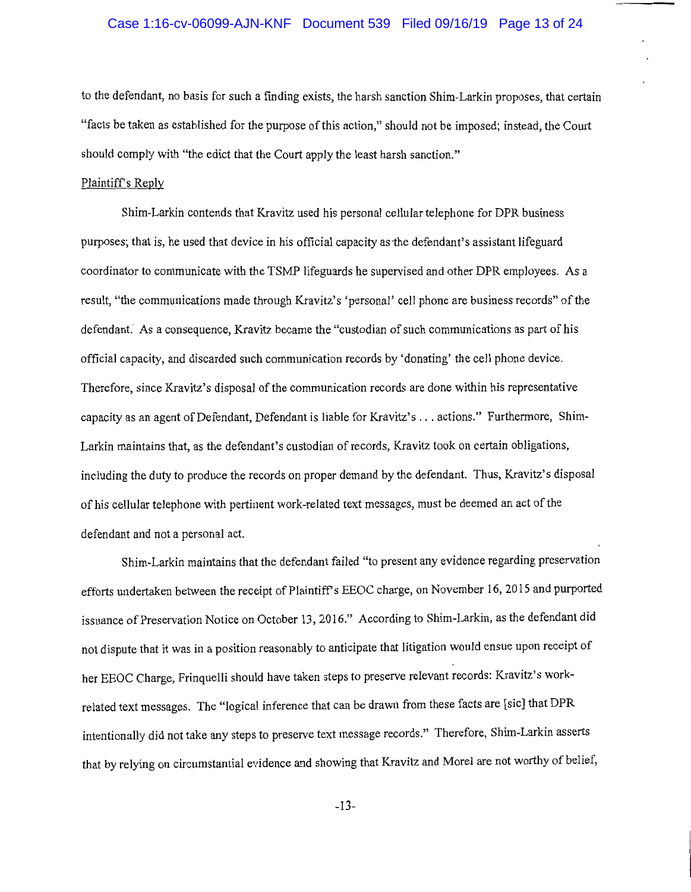to the defendant, no basis for such a finding exists, the harsh sanction Shim-Larkin proposes, that certain "facts be taken as established for the purpose of this action," should not be imposed; instead, the Court should comply with "the edict that the Court apply the least harsh sanction."

Plaintiff's Reply

Shim-Larkin contends that Kravitz used his personal cellular telephone for DPR business purposes; that is, he used that device in his official capacity as the defendant's assistant lifeguard coordinator to communicate with the TSMP lifeguards he supervised and other DPR employees. As a result, "the communications made through Kravitz's 'personal' cell phone are business records" of the defendant. As a consequence, Kravitz became the "custodian of such communications as part of his official capacity, and discarded such communication records by 'donating' the cell phone device. Therefore, since Kravitz's disposal of the communication records are done within his representative capacity as an agent of Defendant, Defendant is liable for Kravitz's . . . actions." Furthermore, Shim-Larkin maintains that, as the defendant's custodian of records, Kravitz took on certain obligations, including the duty to produce the records on proper demand by the defendant. Thus, Kravitz's disposal of his cellular telephone with pertinent work-related text messages, must be deemed an act of the defendant and not a personal act.

Shim-Larkin maintains that the defendant failed "to present any evidence regarding preservation efforts undertaken between the receipt of Plaintiff's EEOC charge, on November 16, 2015 and purported issuance of Preservation Notice on October 13, 2016." According to Shim-Larkin, as the defendant did not dispute that it was in a position reasonably to anticipate that litigation would ensue upon receipt of her EEOC Charge, Frinquelli should have taken steps to preserve relevant records: Kravitz's work-related text messages. The "logical inference that can be drawn from these facts are [sic] that DPR intentionally did not take any steps to preserve text message records." Therefore, Shim-Larkin asserts that by relying on circumstantial evidence and showing that Kravitz and Morel are not worthy of belief,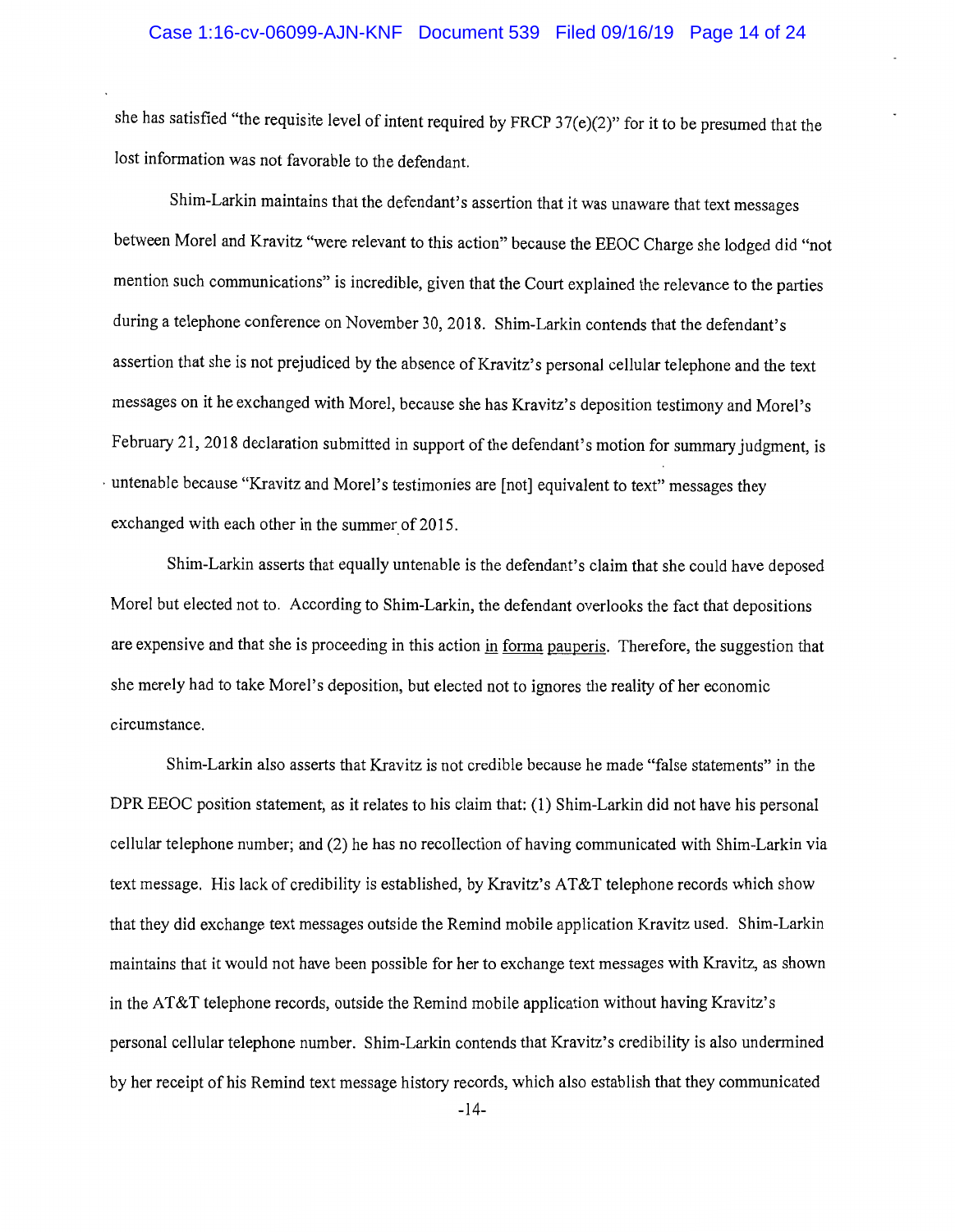she has satisfied "the requisite level of intent required by FRCP 37(e)(2)" for it to be presumed that the lost information was not favorable to the defendant.

Shim-Larkin maintains that the defendant's assertion that it was unaware that text messages between Morel and Kravitz "were relevant to this action" because the EEOC Charge she lodged did "not mention such communications" is incredible, given that the Court explained the relevance to the parties during a telephone conference on November 30, 2018. Shim-Larkin contends that the defendant's assertion that she is not prejudiced by the absence of Kravitz's personal cellular telephone and the text messages on it he exchanged with Morel, because she has Kravitz's deposition testimony and Morel's February 21, 2018 declaration submitted in support of the defendant's motion for summary judgment, is untenable because "Kravitz and Morel's testimonies are [not] equivalent to text" messages they exchanged with each other in the summer of 2015.

Shim-Larkin asserts that equally untenable is the defendant's claim that she could have deposed Morel but elected not to. According to Shim-Larkin, the defendant overlooks the fact that depositions are expensive and that she is proceeding in this action in forma pauperis. Therefore, the suggestion that she merely had to take Morel's deposition, but elected not to ignores the reality of her economic circumstance.

Shim-Larkin also asserts that Kravitz is not credible because he made "false statements" in the DPR EEOC position statement, as it relates to his claim that: (1) Shim-Larkin did not have his personal cellular telephone number; and (2) he has no recollection of having communicated with Shim-Larkin via text message. His lack of credibility is established, by Kravitz's AT&T telephone records which show that they did exchange text messages outside the Remind mobile application Kravitz used. Shim-Larkin maintains that it would not have been possible for her to exchange text messages with Kravitz, as shown in the AT&T telephone records, outside the Remind mobile application without having Kravitz's personal cellular telephone number. Shim-Larkin contends that Kravitz's credibility is also undermined by her receipt of his Remind text message history records, which also establish that they communicated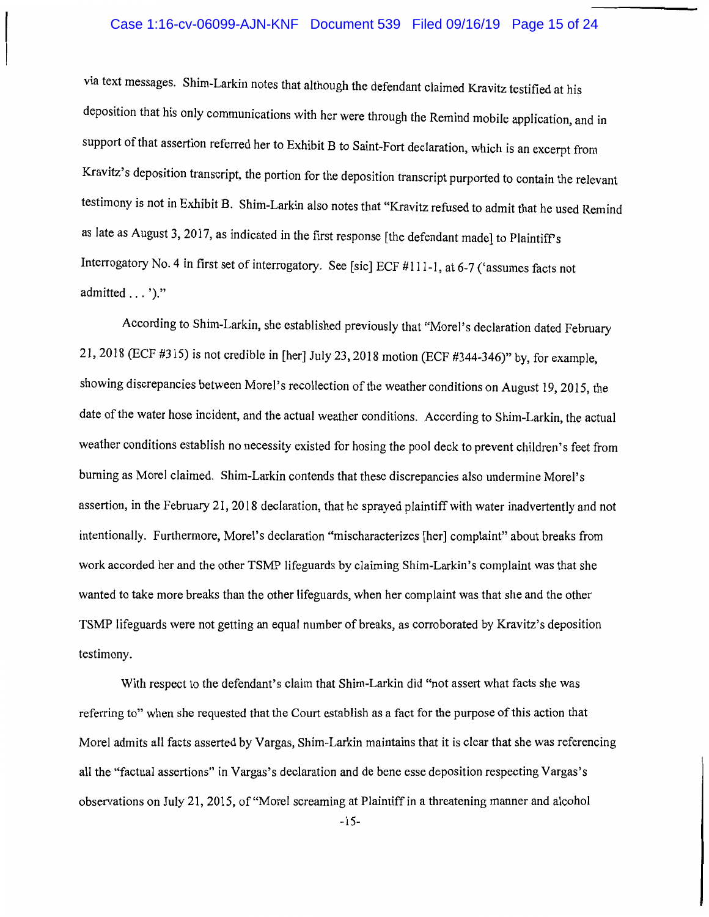via text messages. Shim-Larkin notes that although the defendant claimed Kravitz testified at his deposition that his only communications with her were through the Remind mobile application, and in support of that assertion referred her to Exhibit B to Saint-Fort declaration, which is an excerpt from Kravitz's deposition transcript, the portion for the deposition transcript purported to contain the relevant testimony is not in Exhibit B. Shim-Larkin also notes that "Kravitz refused to admit that he used Remind as late as August 3, 2017, as indicated in the first response [the defendant made] to Plaintiff's Interrogatory No. 4 in first set of interrogatory. See [sic] ECF #111-1, at 6-7 ('assumes facts not admitted . . . ')."

According to Shim-Larkin, she established previously that "Morel's declaration dated February 21, 2018 (ECF #315) is not credible in [her] July 23, 2018 motion (ECF #344-346)" by, for example, showing discrepancies between Morel's recollection of the weather conditions on August 19, 2015, the date of the water hose incident, and the actual weather conditions. According to Shim-Larkin, the actual weather conditions establish no necessity existed for hosing the pool deck to prevent children's feet from burning as Morel claimed. Shim-Larkin contends that these discrepancies also undermine Morel's assertion, in the February 21, 2018 declaration, that he sprayed plaintiff with water inadvertently and not intentionally. Furthermore, Morel's declaration "mischaracterizes [her] complaint" about breaks from work accorded her and the other TSMP lifeguards by claiming Shim-Larkin's complaint was that she wanted to take more breaks than the other lifeguards, when her complaint was that she and the other TSMP lifeguards were not getting an equal number of breaks, as corroborated by Kravitz's deposition testimony.

With respect to the defendant's claim that Shim-Larkin did "not assert what facts she was referring to" when she requested that the Court establish as a fact for the purpose of this action that Morel admits all facts asserted by Vargas, Shim-Larkin maintains that it is clear that she was referencing all the "factual assertions" in Vargas's declaration and de bene esse deposition respecting Vargas's observations on July 21, 2015, of "Morel screaming at Plaintiff in a threatening manner and alcohol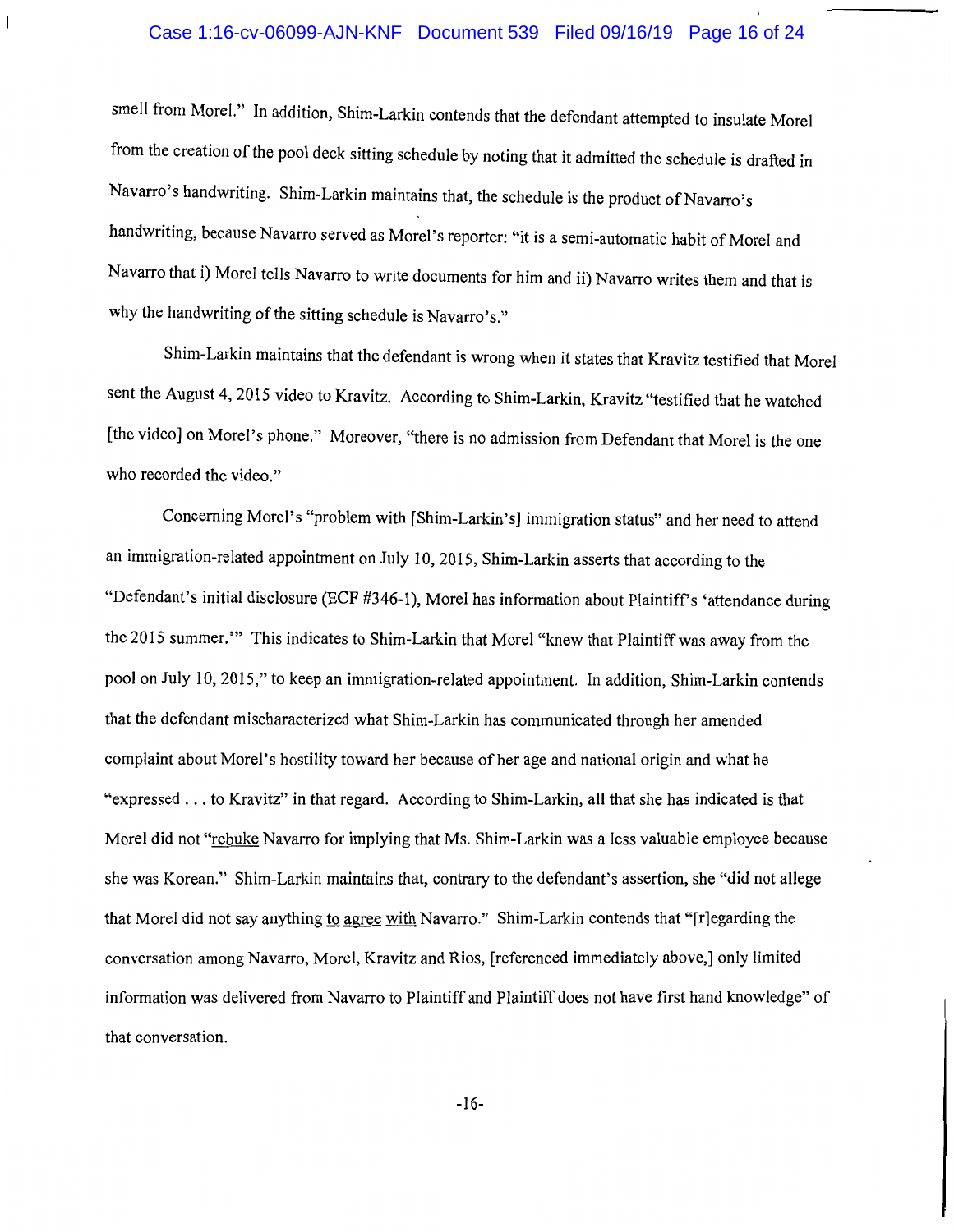smell from Morel." In addition, Shim-Larkin contends that the defendant attempted to insulate Morel from the creation of the pool deck sitting schedule by noting that it admitted the schedule is drafted in Navarro's handwriting. Shim-Larkin maintains that, the schedule is the product of Navarro's handwriting, because Navarro served as Morel's reporter: "it is a semi-automatic habit of Morel and Navarro that i) Morel tells Navarro to write documents for him and ii) Navarro writes them and that is why the handwriting of the sitting schedule is Navarro's."

Shim-Larkin maintains that the defendant is wrong when it states that Kravitz testified that Morel sent the August 4, 2015 video to Kravitz. According to Shim-Larkin, Kravitz "testified that he watched [the video] on Morel's phone." Moreover, "there is no admission from Defendant that Morel is the one who recorded the video."

Concerning Morel's "problem with [Shim-Larkin's] immigration status" and her need to attend an immigration-related appointment on July 10, 2015, Shim-Larkin asserts that according to the "Defendant's initial disclosure (ECF #346-1), Morel has information about Plaintiff's 'attendance during the 2015 summer.'" This indicates to Shim-Larkin that Morel "knew that Plaintiff was away from the pool on July 10, 2015," to keep an immigration-related appointment. In addition, Shim-Larkin contends that the defendant mischaracterized what Shim-Larkin has communicated through her amended complaint about Morel's hostility toward her because of her age and national origin and what he "expressed . . . to Kravitz" in that regard. According to Shim-Larkin, all that she has indicated is that Morel did not "rebuke Navarro for implying that Ms. Shim-Larkin was a less valuable employee because she was Korean." Shim-Larkin maintains that, contrary to the defendant's assertion, she "did not allege that Morel did not say anything to agree with Navarro." Shim-Larkin contends that "[r]egarding the conversation among Navarro, Morel, Kravitz and Rios, [referenced immediately above,] only limited information was delivered from Navarro to Plaintiff and Plaintiff does not have first hand knowledge" of that conversation.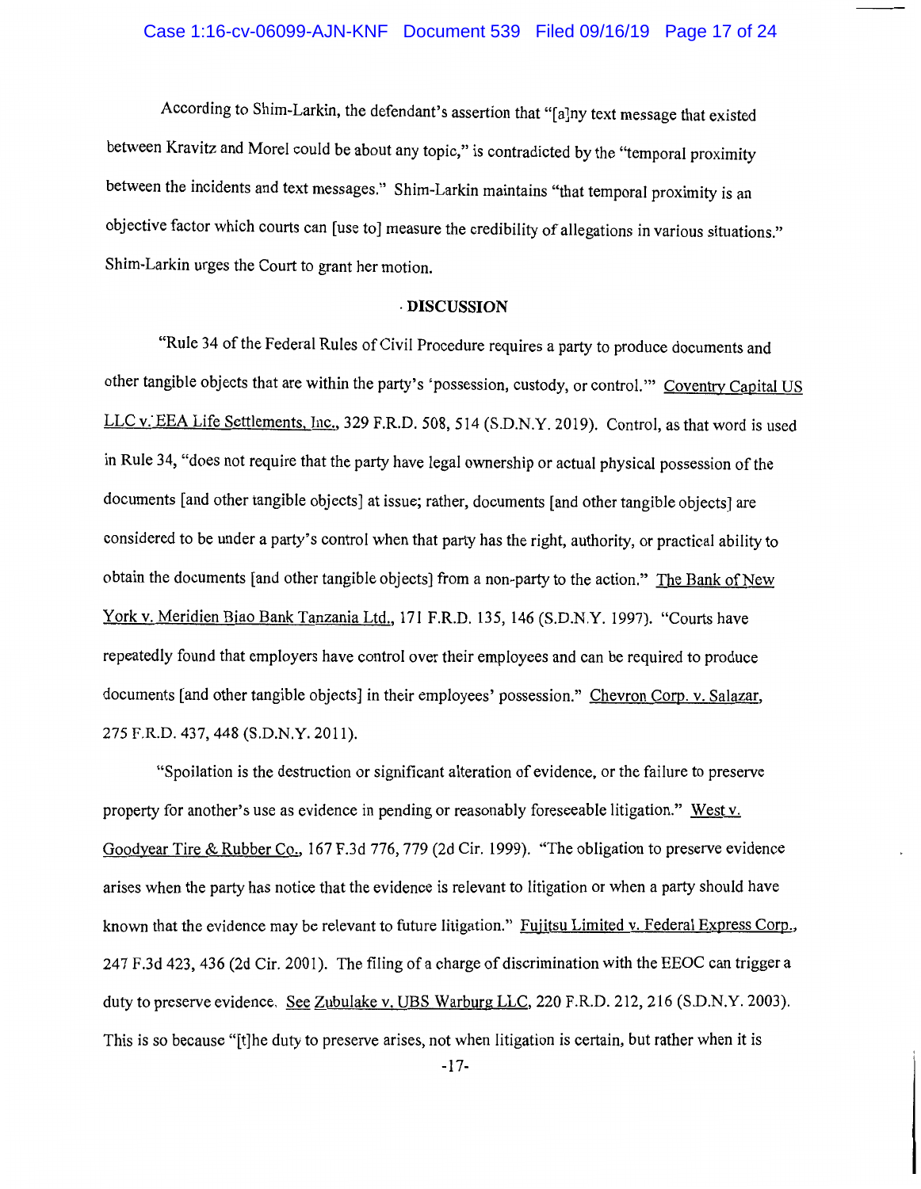According to Shim-Larkin, the defendant's assertion that "[a]ny text message that existed between Kravitz and Morel could be about any topic," is contradicted by the "temporal proximity between the incidents and text messages." Shim-Larkin maintains "that temporal proximity is an objective factor which courts can [use to] measure the credibility of allegations in various situations." Shim-Larkin urges the Court to grant her motion.

## DISCUSSION

"Rule 34 of the Federal Rules of Civil Procedure requires a party to produce documents and other tangible objects that are within the party's 'possession, custody, or control.'" Coventry Capital US LLC v. EEA Life Settlements, Inc., 329 F.R.D. 508, 514 (S.D.N.Y. 2019). Control, as that word is used in Rule 34, "does not require that the party have legal ownership or actual physical possession of the documents [and other tangible objects] at issue; rather, documents [and other tangible objects] are considered to be under a party's control when that party has the right, authority, or practical ability to obtain the documents [and other tangible objects] from a non-party to the action." The Bank of New York v. Meridien Biao Bank Tanzania Ltd., 171 F.R.D. 135, 146 (S.D.N.Y. 1997). "Courts have repeatedly found that employers have control over their employees and can be required to produce documents [and other tangible objects] in their employees' possession." Chevron Corp. v. Salazar, 275 F.R.D. 437, 448 (S.D.N.Y. 2011).

"Spoilation is the destruction or significant alteration of evidence, or the failure to preserve property for another's use as evidence in pending or reasonably foreseeable litigation." West v. Goodyear Tire & Rubber Co., 167 F.3d 776, 779 (2d Cir. 1999). "The obligation to preserve evidence arises when the party has notice that the evidence is relevant to litigation or when a party should have known that the evidence may be relevant to future litigation." Fujitsu Limited v. Federal Express Corp., 247 F.3d 423, 436 (2d Cir. 2001). The filing of a charge of discrimination with the EEOC can trigger a duty to preserve evidence. See Zubulake v. UBS Warburg LLC, 220 F.R.D. 212, 216 (S.D.N.Y. 2003). This is so because "[t]he duty to preserve arises, not when litigation is certain, but rather when it is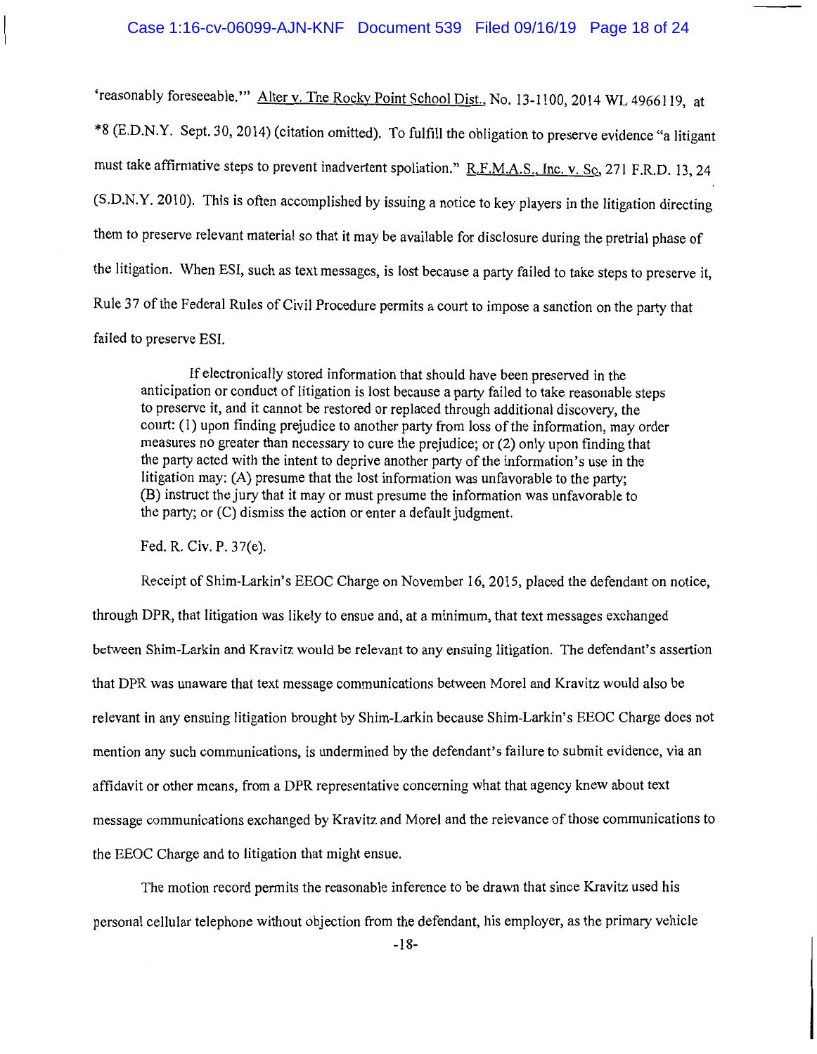'reasonably foreseeable.'" Alter v. The Rocky Point School Dist., No. 13-1100, 2014 WL 4966119, at *8 (E.D.N.Y. Sept. 30, 2014) (citation omitted). To fulfill the obligation to preserve evidence "a litigant must take affirmative steps to prevent inadvertent spoliation." R.F.M.A.S., Inc. v. So, 271 F.R.D. 13, 24 (S.D.N.Y. 2010). This is often accomplished by issuing a notice to key players in the litigation directing them to preserve relevant material so that it may be available for disclosure during the pretrial phase of the litigation. When ESI, such as text messages, is lost because a party failed to take steps to preserve it, Rule 37 of the Federal Rules of Civil Procedure permits a court to impose a sanction on the party that failed to preserve ESI.

> If electronically stored information that should have been preserved in the anticipation or conduct of litigation is lost because a party failed to take reasonable steps to preserve it, and it cannot be restored or replaced through additional discovery, the court: (1) upon finding prejudice to another party from loss of the information, may order measures no greater than necessary to cure the prejudice; or (2) only upon finding that the party acted with the intent to deprive another party of the information's use in the litigation may: (A) presume that the lost information was unfavorable to the party; (B) instruct the jury that it may or must presume the information was unfavorable to the party; or (C) dismiss the action or enter a default judgment.
>
> Fed. R. Civ. P. 37(e).

Receipt of Shim-Larkin's EEOC Charge on November 16, 2015, placed the defendant on notice, through DPR, that litigation was likely to ensue and, at a minimum, that text messages exchanged between Shim-Larkin and Kravitz would be relevant to any ensuing litigation. The defendant's assertion that DPR was unaware that text message communications between Morel and Kravitz would also be relevant in any ensuing litigation brought by Shim-Larkin because Shim-Larkin's EEOC Charge does not mention any such communications, is undermined by the defendant's failure to submit evidence, via an affidavit or other means, from a DPR representative concerning what that agency knew about text message communications exchanged by Kravitz and Morel and the relevance of those communications to the EEOC Charge and to litigation that might ensue.

The motion record permits the reasonable inference to be drawn that since Kravitz used his personal cellular telephone without objection from the defendant, his employer, as the primary vehicle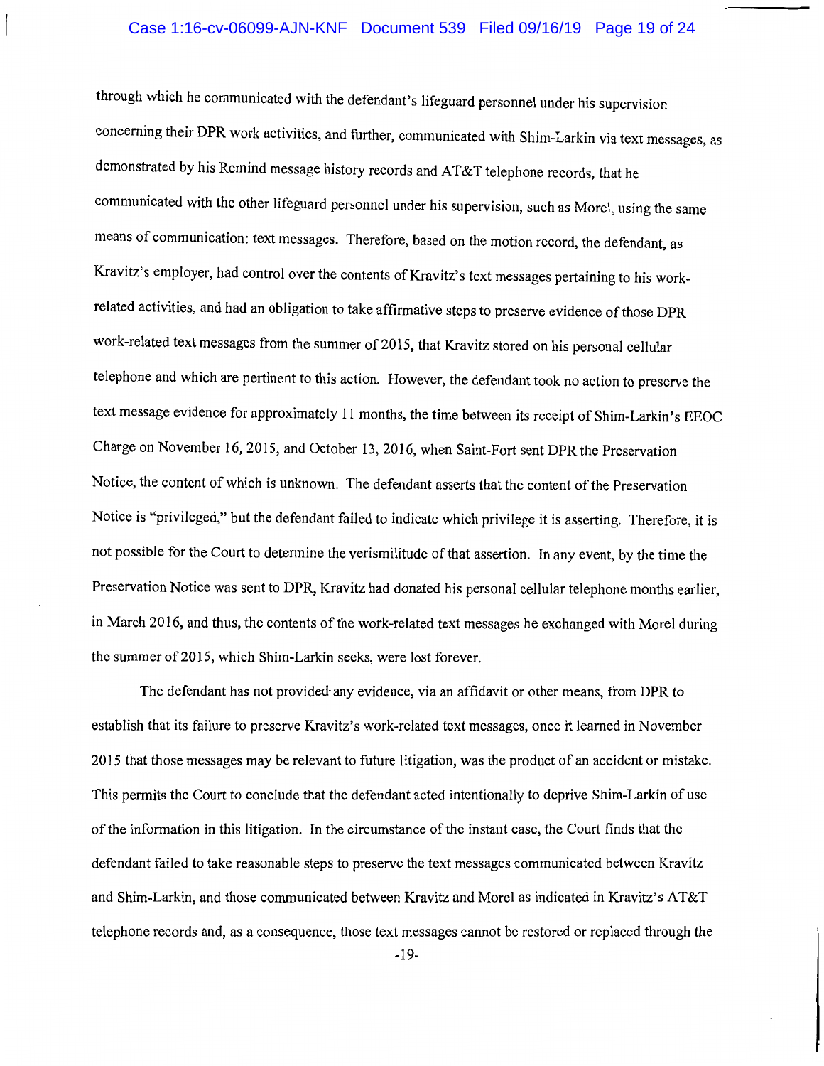through which he communicated with the defendant's lifeguard personnel under his supervision concerning their DPR work activities, and further, communicated with Shim-Larkin via text messages, as demonstrated by his Remind message history records and AT&T telephone records, that he communicated with the other lifeguard personnel under his supervision, such as Morel, using the same means of communication: text messages. Therefore, based on the motion record, the defendant, as Kravitz's employer, had control over the contents of Kravitz's text messages pertaining to his work-related activities, and had an obligation to take affirmative steps to preserve evidence of those DPR work-related text messages from the summer of 2015, that Kravitz stored on his personal cellular telephone and which are pertinent to this action. However, the defendant took no action to preserve the text message evidence for approximately 11 months, the time between its receipt of Shim-Larkin's EEOC Charge on November 16, 2015, and October 13, 2016, when Saint-Fort sent DPR the Preservation Notice, the content of which is unknown. The defendant asserts that the content of the Preservation Notice is "privileged," but the defendant failed to indicate which privilege it is asserting. Therefore, it is not possible for the Court to determine the verisimilitude of that assertion. In any event, by the time the Preservation Notice was sent to DPR, Kravitz had donated his personal cellular telephone months earlier, in March 2016, and thus, the contents of the work-related text messages he exchanged with Morel during the summer of 2015, which Shim-Larkin seeks, were lost forever.

The defendant has not provided any evidence, via an affidavit or other means, from DPR to establish that its failure to preserve Kravitz's work-related text messages, once it learned in November 2015 that those messages may be relevant to future litigation, was the product of an accident or mistake. This permits the Court to conclude that the defendant acted intentionally to deprive Shim-Larkin of use of the information in this litigation. In the circumstance of the instant case, the Court finds that the defendant failed to take reasonable steps to preserve the text messages communicated between Kravitz and Shim-Larkin, and those communicated between Kravitz and Morel as indicated in Kravitz's AT&T telephone records and, as a consequence, those text messages cannot be restored or replaced through the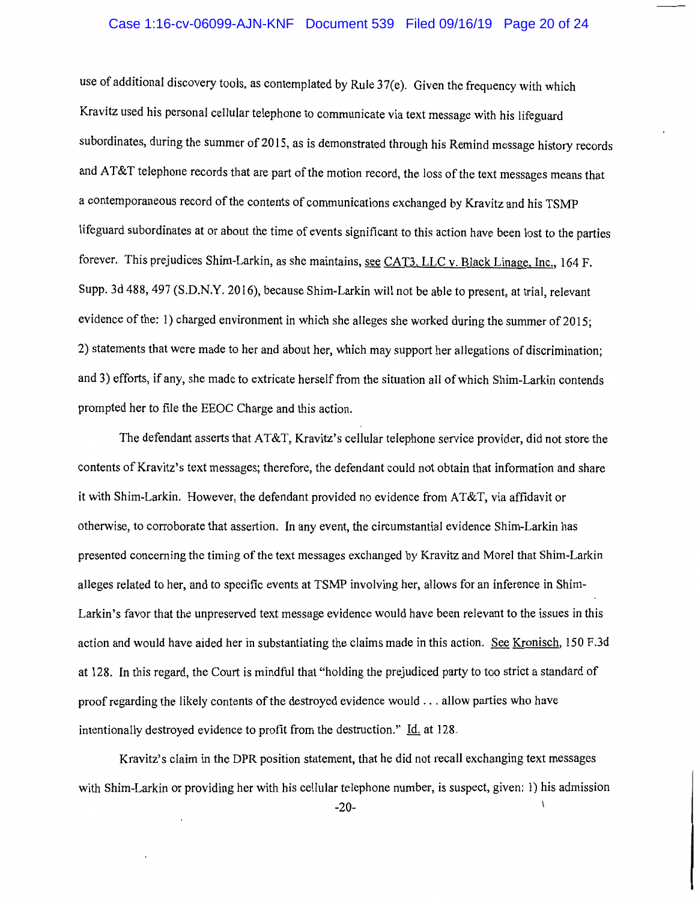use of additional discovery tools, as contemplated by Rule 37(e). Given the frequency with which Kravitz used his personal cellular telephone to communicate via text message with his lifeguard subordinates, during the summer of 2015, as is demonstrated through his Remind message history records and AT&T telephone records that are part of the motion record, the loss of the text messages means that a contemporaneous record of the contents of communications exchanged by Kravitz and his TSMP lifeguard subordinates at or about the time of events significant to this action have been lost to the parties forever. This prejudices Shim-Larkin, as she maintains, see CAT3, LLC v. Black Linage, Inc., 164 F. Supp. 3d 488, 497 (S.D.N.Y. 2016), because Shim-Larkin will not be able to present, at trial, relevant evidence of the: 1) charged environment in which she alleges she worked during the summer of 2015; 2) statements that were made to her and about her, which may support her allegations of discrimination; and 3) efforts, if any, she made to extricate herself from the situation all of which Shim-Larkin contends prompted her to file the EEOC Charge and this action.

The defendant asserts that AT&T, Kravitz's cellular telephone service provider, did not store the contents of Kravitz's text messages; therefore, the defendant could not obtain that information and share it with Shim-Larkin. However, the defendant provided no evidence from AT&T, via affidavit or otherwise, to corroborate that assertion. In any event, the circumstantial evidence Shim-Larkin has presented concerning the timing of the text messages exchanged by Kravitz and Morel that Shim-Larkin alleges related to her, and to specific events at TSMP involving her, allows for an inference in Shim-Larkin's favor that the unpreserved text message evidence would have been relevant to the issues in this action and would have aided her in substantiating the claims made in this action. See Kronisch, 150 F.3d at 128. In this regard, the Court is mindful that "holding the prejudiced party to too strict a standard of proof regarding the likely contents of the destroyed evidence would . . . allow parties who have intentionally destroyed evidence to profit from the destruction." Id. at 128.

Kravitz's claim in the DPR position statement, that he did not recall exchanging text messages with Shim-Larkin or providing her with his cellular telephone number, is suspect, given: 1) his admission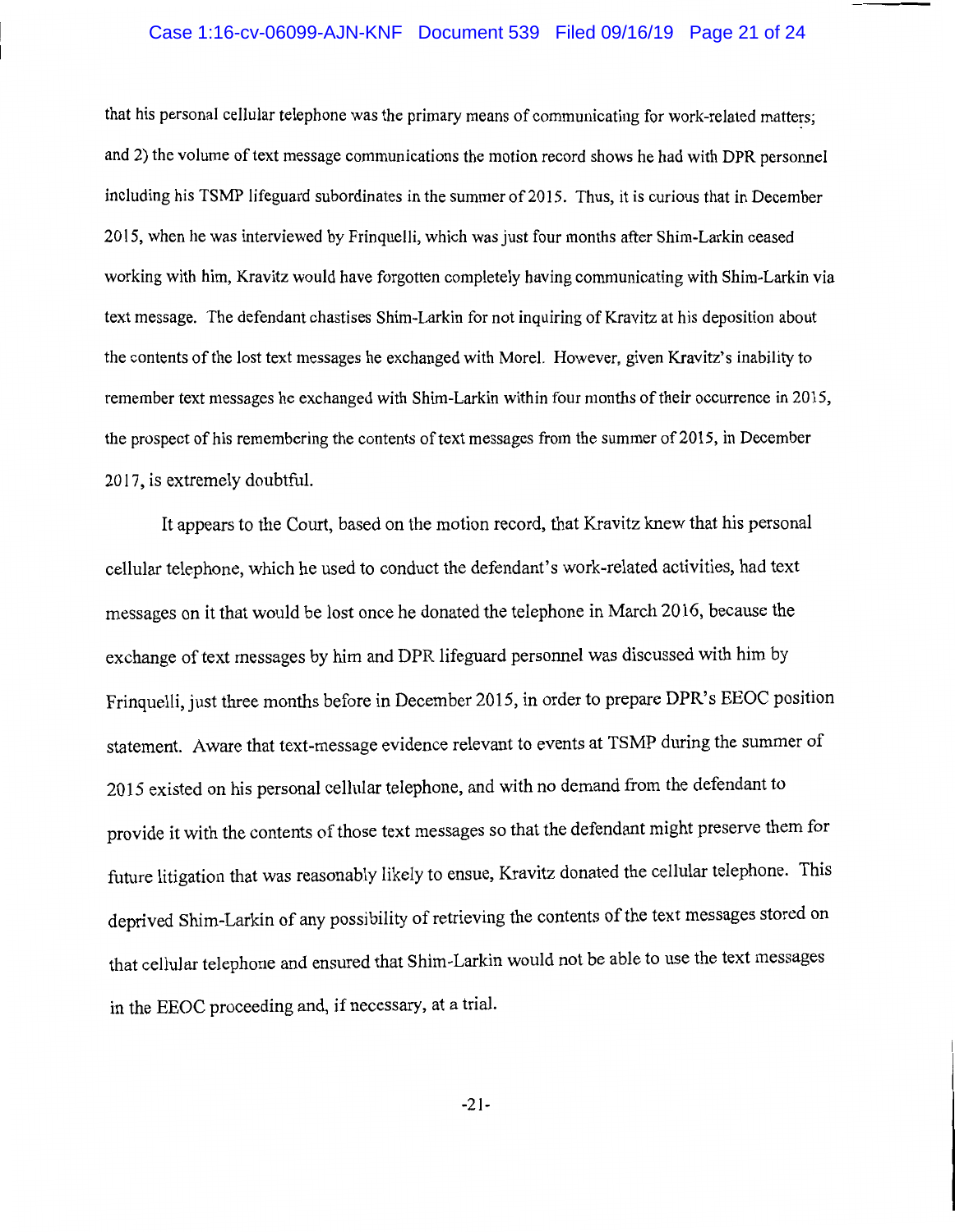that his personal cellular telephone was the primary means of communicating for work-related matters; and 2) the volume of text message communications the motion record shows he had with DPR personnel including his TSMP lifeguard subordinates in the summer of 2015. Thus, it is curious that in December 2015, when he was interviewed by Frinquelli, which was just four months after Shim-Larkin ceased working with him, Kravitz would have forgotten completely having communicating with Shim-Larkin via text message. The defendant chastises Shim-Larkin for not inquiring of Kravitz at his deposition about the contents of the lost text messages he exchanged with Morel. However, given Kravitz's inability to remember text messages he exchanged with Shim-Larkin within four months of their occurrence in 2015, the prospect of his remembering the contents of text messages from the summer of 2015, in December 2017, is extremely doubtful.

It appears to the Court, based on the motion record, that Kravitz knew that his personal cellular telephone, which he used to conduct the defendant's work-related activities, had text messages on it that would be lost once he donated the telephone in March 2016, because the exchange of text messages by him and DPR lifeguard personnel was discussed with him by Frinquelli, just three months before in December 2015, in order to prepare DPR's EEOC position statement. Aware that text-message evidence relevant to events at TSMP during the summer of 2015 existed on his personal cellular telephone, and with no demand from the defendant to provide it with the contents of those text messages so that the defendant might preserve them for future litigation that was reasonably likely to ensue, Kravitz donated the cellular telephone. This deprived Shim-Larkin of any possibility of retrieving the contents of the text messages stored on that cellular telephone and ensured that Shim-Larkin would not be able to use the text messages in the EEOC proceeding and, if necessary, at a trial.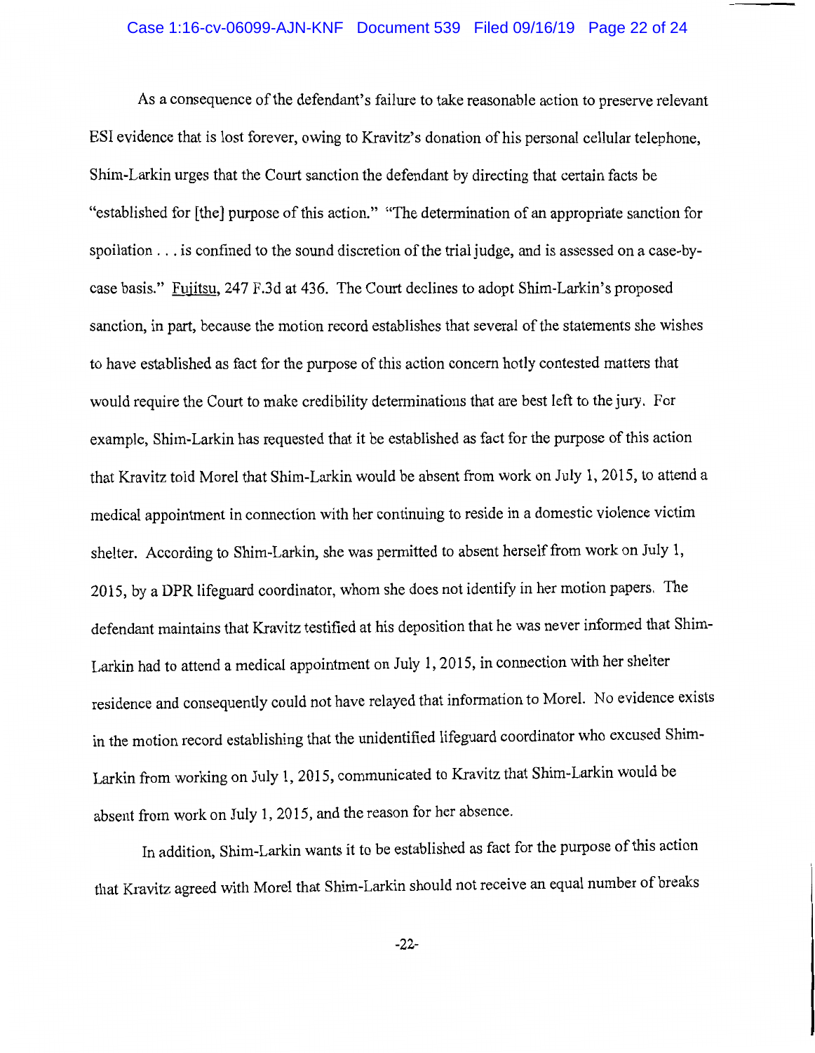As a consequence of the defendant's failure to take reasonable action to preserve relevant ESI evidence that is lost forever, owing to Kravitz's donation of his personal cellular telephone, Shim-Larkin urges that the Court sanction the defendant by directing that certain facts be "established for [the] purpose of this action." "The determination of an appropriate sanction for spoliation . . . is confined to the sound discretion of the trial judge, and is assessed on a case-by-case basis." Fujitsu, 247 F.3d at 436. The Court declines to adopt Shim-Larkin's proposed sanction, in part, because the motion record establishes that several of the statements she wishes to have established as fact for the purpose of this action concern hotly contested matters that would require the Court to make credibility determinations that are best left to the jury. For example, Shim-Larkin has requested that it be established as fact for the purpose of this action that Kravitz told Morel that Shim-Larkin would be absent from work on July 1, 2015, to attend a medical appointment in connection with her continuing to reside in a domestic violence victim shelter. According to Shim-Larkin, she was permitted to absent herself from work on July 1, 2015, by a DPR lifeguard coordinator, whom she does not identify in her motion papers. The defendant maintains that Kravitz testified at his deposition that he was never informed that Shim-Larkin had to attend a medical appointment on July 1, 2015, in connection with her shelter residence and consequently could not have relayed that information to Morel. No evidence exists in the motion record establishing that the unidentified lifeguard coordinator who excused Shim-Larkin from working on July 1, 2015, communicated to Kravitz that Shim-Larkin would be absent from work on July 1, 2015, and the reason for her absence.

In addition, Shim-Larkin wants it to be established as fact for the purpose of this action that Kravitz agreed with Morel that Shim-Larkin should not receive an equal number of breaks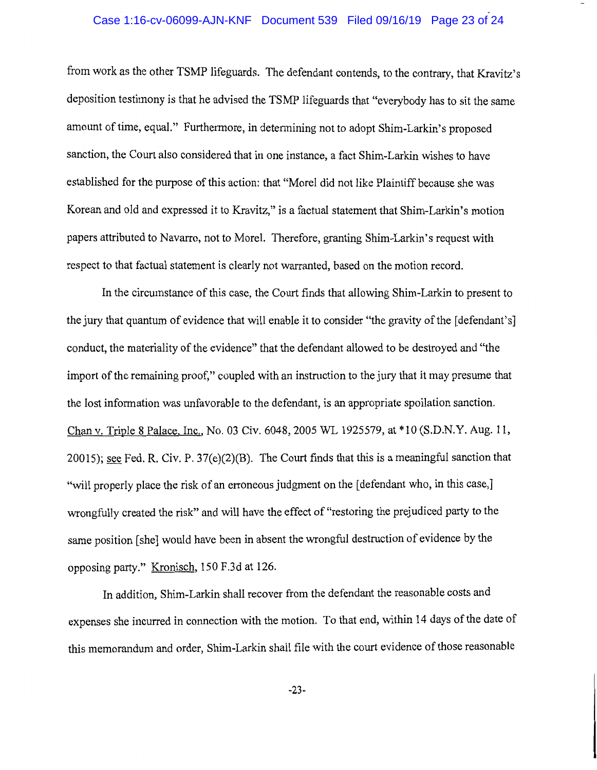from work as the other TSMP lifeguards. The defendant contends, to the contrary, that Kravitz's deposition testimony is that he advised the TSMP lifeguards that "everybody has to sit the same amount of time, equal." Furthermore, in determining not to adopt Shim-Larkin's proposed sanction, the Court also considered that in one instance, a fact Shim-Larkin wishes to have established for the purpose of this action: that "Morel did not like Plaintiff because she was Korean and old and expressed it to Kravitz," is a factual statement that Shim-Larkin's motion papers attributed to Navarro, not to Morel. Therefore, granting Shim-Larkin's request with respect to that factual statement is clearly not warranted, based on the motion record.

In the circumstance of this case, the Court finds that allowing Shim-Larkin to present to the jury that quantum of evidence that will enable it to consider "the gravity of the [defendant's] conduct, the materiality of the evidence" that the defendant allowed to be destroyed and "the import of the remaining proof," coupled with an instruction to the jury that it may presume that the lost information was unfavorable to the defendant, is an appropriate spoliation sanction. Chan v. Triple 8 Palace, Inc., No. 03 Civ. 6048, 2005 WL 1925579, at *10 (S.D.N.Y. Aug. 11, 20015); see Fed. R. Civ. P. 37(e)(2)(B). The Court finds that this is a meaningful sanction that "will properly place the risk of an erroneous judgment on the [defendant who, in this case,] wrongfully created the risk" and will have the effect of "restoring the prejudiced party to the same position [she] would have been in absent the wrongful destruction of evidence by the opposing party." Kronisch, 150 F.3d at 126.

In addition, Shim-Larkin shall recover from the defendant the reasonable costs and expenses she incurred in connection with the motion. To that end, within 14 days of the date of this memorandum and order, Shim-Larkin shall file with the court evidence of those reasonable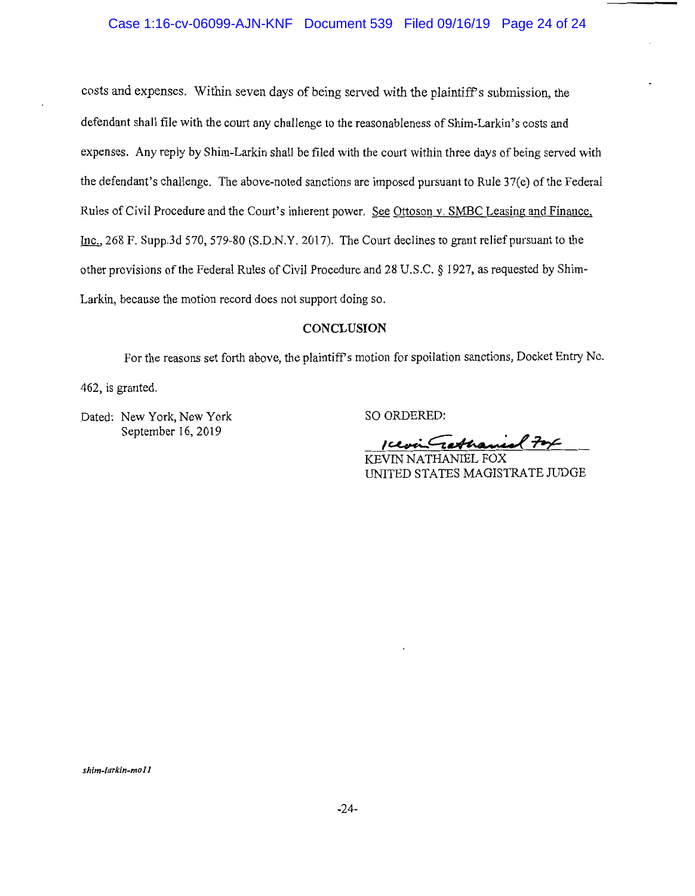costs and expenses. Within seven days of being served with the plaintiff's submission, the defendant shall file with the court any challenge to the reasonableness of Shim-Larkin's costs and expenses. Any reply by Shim-Larkin shall be filed with the court within three days of being served with the defendant's challenge. The above-noted sanctions are imposed pursuant to Rule 37(e) of the Federal Rules of Civil Procedure and the Court's inherent power. See Ottoson v. SMBC Leasing and Finance, Inc., 268 F. Supp.3d 570, 579-80 (S.D.N.Y. 2017). The Court declines to grant relief pursuant to the other provisions of the Federal Rules of Civil Procedure and 28 U.S.C. § 1927, as requested by Shim-Larkin, because the motion record does not support doing so.

## CONCLUSION

For the reasons set forth above, the plaintiff's motion for spoilation sanctions, Docket Entry No. 462, is granted.

Dated: New York, New York
September 16, 2019

SO ORDERED:

Kevin Nathaniel Fox

KEVIN NATHANIEL FOX
UNITED STATES MAGISTRATE JUDGE

*shim-larkin-mo11*